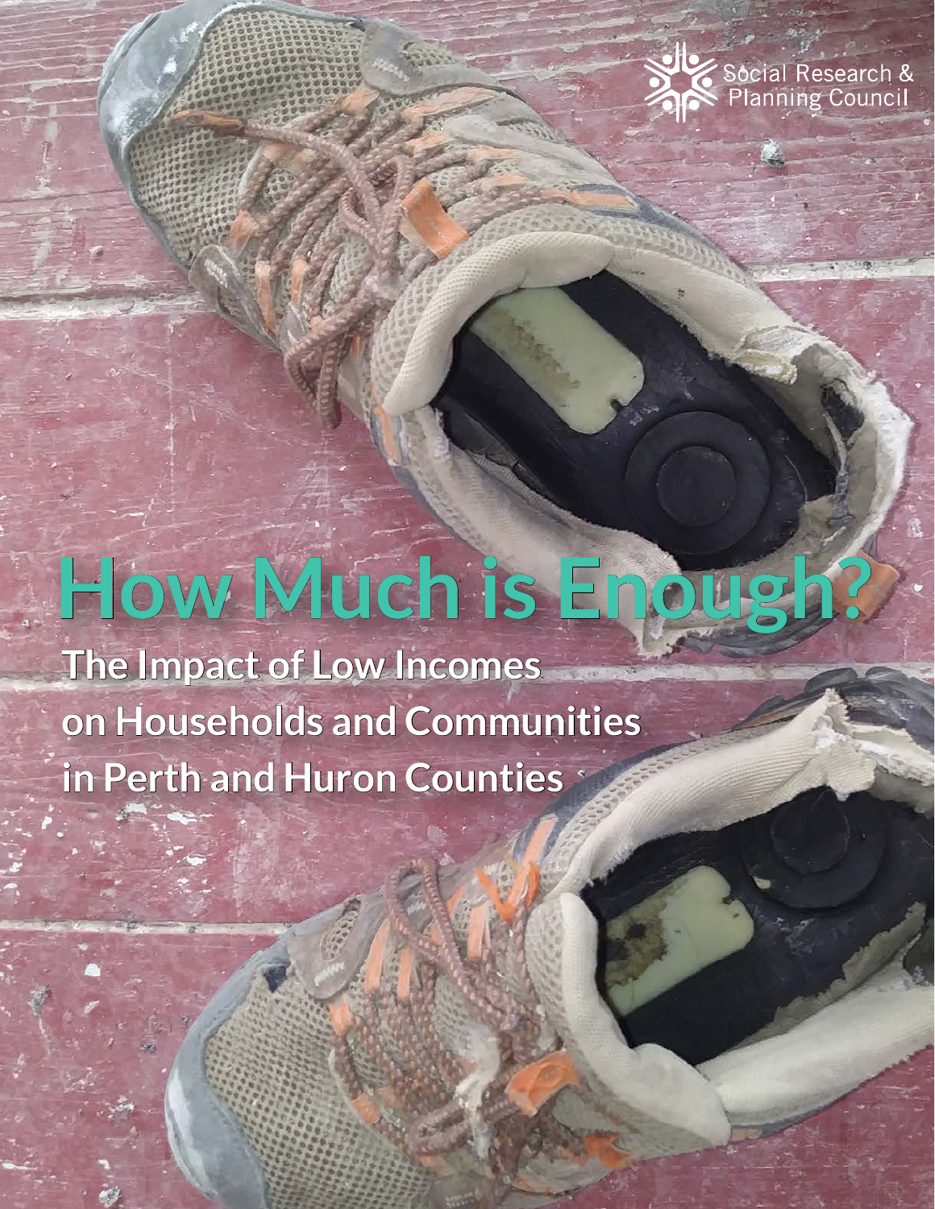Social Research & Planning Council

# How Much is Enough?

## The Impact of Low Incomes on Households and Communities in Perth and Huron Counties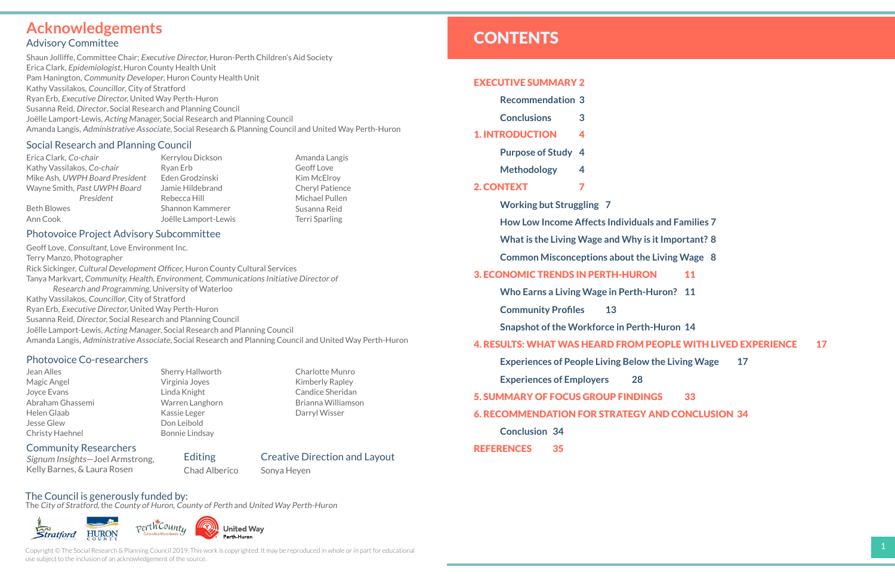# Acknowledgements

## Advisory Committee

Shaun Jolliffe, Committee Chair; *Executive Director,* Huron-Perth Children's Aid Society
Erica Clark, *Epidemiologist,* Huron County Health Unit
Pam Hanington, *Community Developer*, Huron County Health Unit
Kathy Vassilakos, *Councillor*, City of Stratford
Ryan Erb, *Executive Director,* United Way Perth-Huron
Susanna Reid, *Director*, Social Research and Planning Council
Joëlle Lamport-Lewis, *Acting Manager,* Social Research and Planning Council
Amanda Langis, *Administrative Associate,* Social Research & Planning Council and United Way Perth-Huron

## Social Research and Planning Council

Erica Clark, *Co-chair*
Kathy Vassilakos, *Co-chair*
Mike Ash, *UWPH Board President*
Wayne Smith, *Past UWPH Board President*
Beth Blowes
Ann Cook
Kerrylou Dickson
Ryan Erb
Eden Grodzinski
Jamie Hildebrand
Rebecca Hill
Shannon Kammerer
Joëlle Lamport-Lewis
Amanda Langis
Geoff Love
Kim McElroy
Cheryl Patience
Michael Pullen
Susanna Reid
Terri Sparling

## Photovoice Project Advisory Subcommittee

Geoff Love, *Consultant,* Love Environment Inc.
Terry Manzo, Photographer
Rick Sickinger, *Cultural Development Officer,* Huron County Cultural Services
Tanya Markvart, *Community, Health, Environment, Communications Initiative Director of Research and Programming,* University of Waterloo
Kathy Vassilakos, *Councillor*, City of Stratford
Ryan Erb, *Executive Director,* United Way Perth-Huron
Susanna Reid, *Director,* Social Research and Planning Council
Joëlle Lamport-Lewis, *Acting Manager*, Social Research and Planning Council
Amanda Langis, *Administrative Associate*, Social Research and Planning Council and United Way Perth-Huron

## Photovoice Co-researchers

Jean Alles
Magic Angel
Joyce Evans
Abraham Ghassemi
Helen Glaab
Jesse Glew
Christy Haehnel
Sherry Hallworth
Virginia Joyes
Linda Knight
Warren Langhorn
Kassie Leger
Don Leibold
Bonnie Lindsay
Charlotte Munro
Kimberly Rapley
Candice Sheridan
Brianna Williamson
Darryl Wisser

## Community Researchers

*Signum Insights*—Joel Armstrong, Kelly Barnes, & Laura Rosen

## Editing

Chad Alberico

## Creative Direction and Layout

Sonya Heyen

## The Council is generously funded by:

The *City of Stratford*, the *County of Huron, County of Perth* and *United Way Perth-Huron*

Copyright © The Social Research & Planning Council 2019. This work is copyrighted. It may be reproduced in whole or in part for educational use subject to the inclusion of an acknowledgement of the source.

# CONTENTS

**EXECUTIVE SUMMARY 2**
- Recommendation 3
- Conclusions 3

**1. INTRODUCTION 4**
- Purpose of Study 4
- Methodology 4

**2. CONTEXT 7**
- Working but Struggling 7
- How Low Income Affects Individuals and Families 7
- What is the Living Wage and Why is it Important? 8
- Common Misconceptions about the Living Wage 8

**3. ECONOMIC TRENDS IN PERTH-HURON 11**
- Who Earns a Living Wage in Perth-Huron? 11
- Community Profiles 13
- Snapshot of the Workforce in Perth-Huron 14

**4. RESULTS: WHAT WAS HEARD FROM PEOPLE WITH LIVED EXPERIENCE 17**
- Experiences of People Living Below the Living Wage 17
- Experiences of Employers 28

**5. SUMMARY OF FOCUS GROUP FINDINGS 33**

**6. RECOMMENDATION FOR STRATEGY AND CONCLUSION 34**
- Conclusion 34

**REFERENCES 35**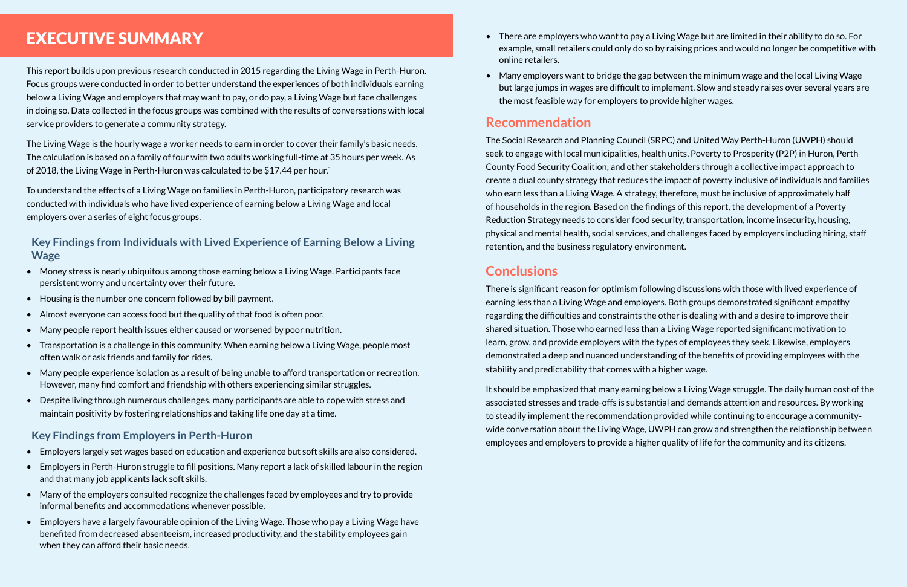# EXECUTIVE SUMMARY

This report builds upon previous research conducted in 2015 regarding the Living Wage in Perth-Huron. Focus groups were conducted in order to better understand the experiences of both individuals earning below a Living Wage and employers that may want to pay, or do pay, a Living Wage but face challenges in doing so. Data collected in the focus groups was combined with the results of conversations with local service providers to generate a community strategy.

The Living Wage is the hourly wage a worker needs to earn in order to cover their family's basic needs. The calculation is based on a family of four with two adults working full-time at 35 hours per week. As of 2018, the Living Wage in Perth-Huron was calculated to be $17.44 per hour.[1]

To understand the effects of a Living Wage on families in Perth-Huron, participatory research was conducted with individuals who have lived experience of earning below a Living Wage and local employers over a series of eight focus groups.

### Key Findings from Individuals with Lived Experience of Earning Below a Living Wage

- Money stress is nearly ubiquitous among those earning below a Living Wage. Participants face persistent worry and uncertainty over their future.
- Housing is the number one concern followed by bill payment.
- Almost everyone can access food but the quality of that food is often poor.
- Many people report health issues either caused or worsened by poor nutrition.
- Transportation is a challenge in this community. When earning below a Living Wage, people most often walk or ask friends and family for rides.
- Many people experience isolation as a result of being unable to afford transportation or recreation. However, many find comfort and friendship with others experiencing similar struggles.
- Despite living through numerous challenges, many participants are able to cope with stress and maintain positivity by fostering relationships and taking life one day at a time.

### Key Findings from Employers in Perth-Huron

- Employers largely set wages based on education and experience but soft skills are also considered.
- Employers in Perth-Huron struggle to fill positions. Many report a lack of skilled labour in the region and that many job applicants lack soft skills.
- Many of the employers consulted recognize the challenges faced by employees and try to provide informal benefits and accommodations whenever possible.
- Employers have a largely favourable opinion of the Living Wage. Those who pay a Living Wage have benefited from decreased absenteeism, increased productivity, and the stability employees gain when they can afford their basic needs.
- There are employers who want to pay a Living Wage but are limited in their ability to do so. For example, small retailers could only do so by raising prices and would no longer be competitive with online retailers.
- Many employers want to bridge the gap between the minimum wage and the local Living Wage but large jumps in wages are difficult to implement. Slow and steady raises over several years are the most feasible way for employers to provide higher wages.

## Recommendation

The Social Research and Planning Council (SRPC) and United Way Perth-Huron (UWPH) should seek to engage with local municipalities, health units, Poverty to Prosperity (P2P) in Huron, Perth County Food Security Coalition, and other stakeholders through a collective impact approach to create a dual county strategy that reduces the impact of poverty inclusive of individuals and families who earn less than a Living Wage. A strategy, therefore, must be inclusive of approximately half of households in the region. Based on the findings of this report, the development of a Poverty Reduction Strategy needs to consider food security, transportation, income insecurity, housing, physical and mental health, social services, and challenges faced by employers including hiring, staff retention, and the business regulatory environment.

## Conclusions

There is significant reason for optimism following discussions with those with lived experience of earning less than a Living Wage and employers. Both groups demonstrated significant empathy regarding the difficulties and constraints the other is dealing with and a desire to improve their shared situation. Those who earned less than a Living Wage reported significant motivation to learn, grow, and provide employers with the types of employees they seek. Likewise, employers demonstrated a deep and nuanced understanding of the benefits of providing employees with the stability and predictability that comes with a higher wage.

It should be emphasized that many earning below a Living Wage struggle. The daily human cost of the associated stresses and trade-offs is substantial and demands attention and resources. By working to steadily implement the recommendation provided while continuing to encourage a community-wide conversation about the Living Wage, UWPH can grow and strengthen the relationship between employees and employers to provide a higher quality of life for the community and its citizens.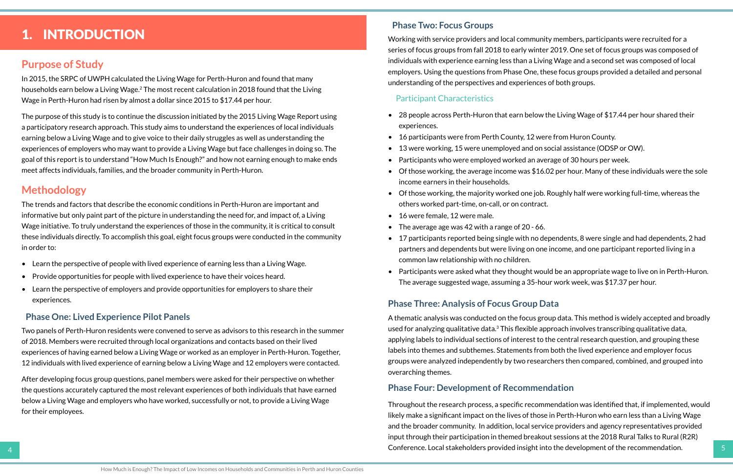# 1. INTRODUCTION

## Purpose of Study

In 2015, the SRPC of UWPH calculated the Living Wage for Perth-Huron and found that many households earn below a Living Wage.[2] The most recent calculation in 2018 found that the Living Wage in Perth-Huron had risen by almost a dollar since 2015 to $17.44 per hour.

The purpose of this study is to continue the discussion initiated by the 2015 Living Wage Report using a participatory research approach. This study aims to understand the experiences of local individuals earning below a Living Wage and to give voice to their daily struggles as well as understanding the experiences of employers who may want to provide a Living Wage but face challenges in doing so. The goal of this report is to understand "How Much Is Enough?" and how not earning enough to make ends meet affects individuals, families, and the broader community in Perth-Huron.

## Methodology

The trends and factors that describe the economic conditions in Perth-Huron are important and informative but only paint part of the picture in understanding the need for, and impact of, a Living Wage initiative. To truly understand the experiences of those in the community, it is critical to consult these individuals directly. To accomplish this goal, eight focus groups were conducted in the community in order to:

- Learn the perspective of people with lived experience of earning less than a Living Wage.
- Provide opportunities for people with lived experience to have their voices heard.
- Learn the perspective of employers and provide opportunities for employers to share their experiences.

### Phase One: Lived Experience Pilot Panels

Two panels of Perth-Huron residents were convened to serve as advisors to this research in the summer of 2018. Members were recruited through local organizations and contacts based on their lived experiences of having earned below a Living Wage or worked as an employer in Perth-Huron. Together, 12 individuals with lived experience of earning below a Living Wage and 12 employers were contacted.

After developing focus group questions, panel members were asked for their perspective on whether the questions accurately captured the most relevant experiences of both individuals that have earned below a Living Wage and employers who have worked, successfully or not, to provide a Living Wage for their employees.

### Phase Two: Focus Groups

Working with service providers and local community members, participants were recruited for a series of focus groups from fall 2018 to early winter 2019. One set of focus groups was composed of individuals with experience earning less than a Living Wage and a second set was composed of local employers. Using the questions from Phase One, these focus groups provided a detailed and personal understanding of the perspectives and experiences of both groups.

#### Participant Characteristics

- 28 people across Perth-Huron that earn below the Living Wage of $17.44 per hour shared their experiences.
- 16 participants were from Perth County, 12 were from Huron County.
- 13 were working, 15 were unemployed and on social assistance (ODSP or OW).
- Participants who were employed worked an average of 30 hours per week.
- Of those working, the average income was $16.02 per hour. Many of these individuals were the sole income earners in their households.
- Of those working, the majority worked one job. Roughly half were working full-time, whereas the others worked part-time, on-call, or on contract.
- 16 were female, 12 were male.
- The average age was 42 with a range of 20 - 66.
- 17 participants reported being single with no dependents, 8 were single and had dependents, 2 had partners and dependents but were living on one income, and one participant reported living in a common law relationship with no children.
- Participants were asked what they thought would be an appropriate wage to live on in Perth-Huron. The average suggested wage, assuming a 35-hour work week, was $17.37 per hour.

### Phase Three: Analysis of Focus Group Data

A thematic analysis was conducted on the focus group data. This method is widely accepted and broadly used for analyzing qualitative data.[3] This flexible approach involves transcribing qualitative data, applying labels to individual sections of interest to the central research question, and grouping these labels into themes and subthemes. Statements from both the lived experience and employer focus groups were analyzed independently by two researchers then compared, combined, and grouped into overarching themes.

### Phase Four: Development of Recommendation

Throughout the research process, a specific recommendation was identified that, if implemented, would likely make a significant impact on the lives of those in Perth-Huron who earn less than a Living Wage and the broader community. In addition, local service providers and agency representatives provided input through their participation in themed breakout sessions at the 2018 Rural Talks to Rural (R2R) Conference. Local stakeholders provided insight into the development of the recommendation.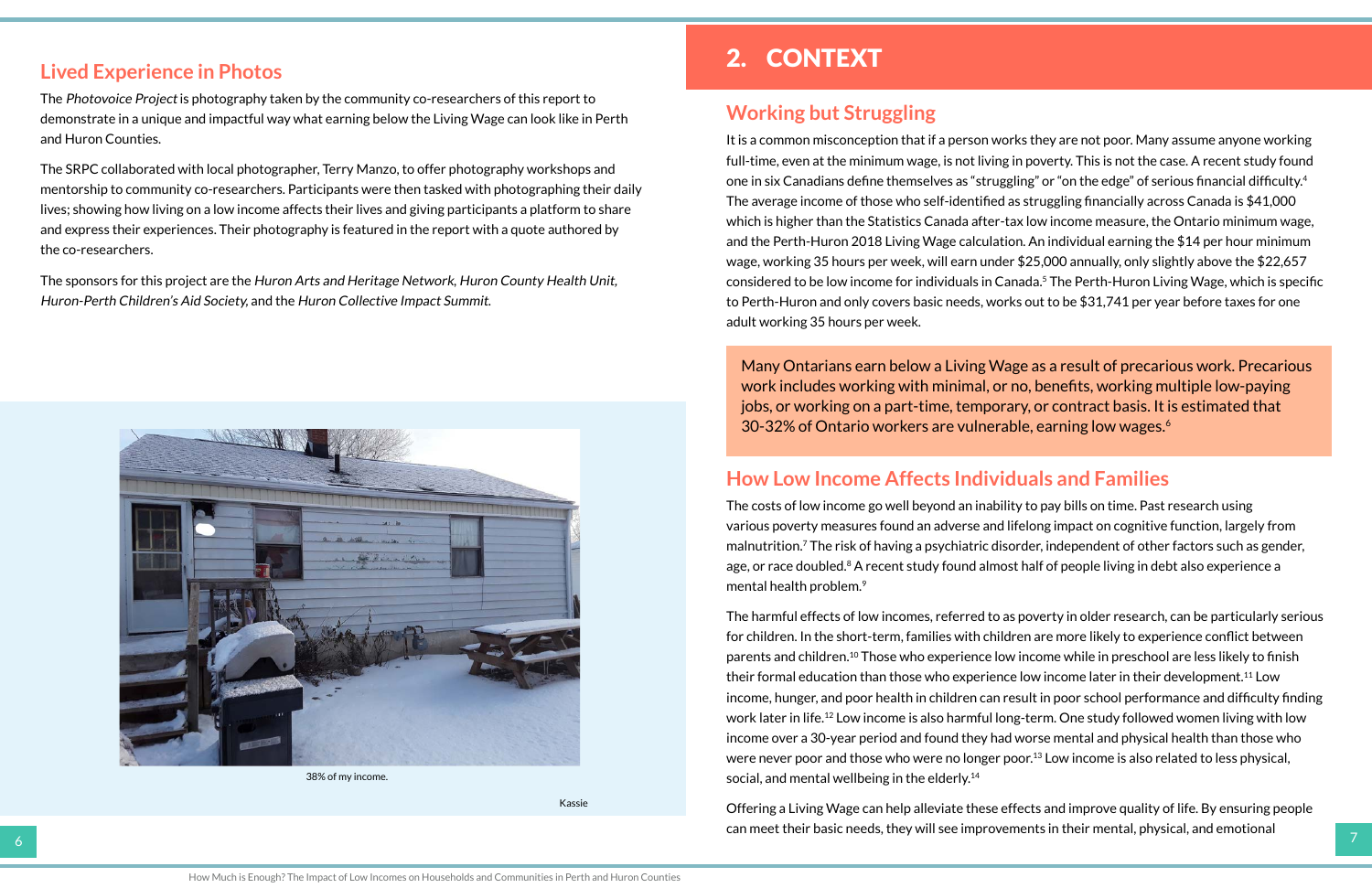## Lived Experience in Photos

The *Photovoice Project* is photography taken by the community co-researchers of this report to demonstrate in a unique and impactful way what earning below the Living Wage can look like in Perth and Huron Counties.

The SRPC collaborated with local photographer, Terry Manzo, to offer photography workshops and mentorship to community co-researchers. Participants were then tasked with photographing their daily lives; showing how living on a low income affects their lives and giving participants a platform to share and express their experiences. Their photography is featured in the report with a quote authored by the co-researchers.

The sponsors for this project are the *Huron Arts and Heritage Network, Huron County Health Unit, Huron-Perth Children's Aid Society,* and the *Huron Collective Impact Summit.*

38% of my income.

Kassie

# 2. CONTEXT

## Working but Struggling

It is a common misconception that if a person works they are not poor. Many assume anyone working full-time, even at the minimum wage, is not living in poverty. This is not the case. A recent study found one in six Canadians define themselves as "struggling" or "on the edge" of serious financial difficulty.[4] The average income of those who self-identified as struggling financially across Canada is $41,000 which is higher than the Statistics Canada after-tax low income measure, the Ontario minimum wage, and the Perth-Huron 2018 Living Wage calculation. An individual earning the $14 per hour minimum wage, working 35 hours per week, will earn under $25,000 annually, only slightly above the $22,657 considered to be low income for individuals in Canada.[5] The Perth-Huron Living Wage, which is specific to Perth-Huron and only covers basic needs, works out to be $31,741 per year before taxes for one adult working 35 hours per week.

> Many Ontarians earn below a Living Wage as a result of precarious work. Precarious work includes working with minimal, or no, benefits, working multiple low-paying jobs, or working on a part-time, temporary, or contract basis. It is estimated that 30-32% of Ontario workers are vulnerable, earning low wages.[6]

## How Low Income Affects Individuals and Families

The costs of low income go well beyond an inability to pay bills on time. Past research using various poverty measures found an adverse and lifelong impact on cognitive function, largely from malnutrition.[7] The risk of having a psychiatric disorder, independent of other factors such as gender, age, or race doubled.[8] A recent study found almost half of people living in debt also experience a mental health problem.[9]

The harmful effects of low incomes, referred to as poverty in older research, can be particularly serious for children. In the short-term, families with children are more likely to experience conflict between parents and children.[10] Those who experience low income while in preschool are less likely to finish their formal education than those who experience low income later in their development.[11] Low income, hunger, and poor health in children can result in poor school performance and difficulty finding work later in life.[12] Low income is also harmful long-term. One study followed women living with low income over a 30-year period and found they had worse mental and physical health than those who were never poor and those who were no longer poor.[13] Low income is also related to less physical, social, and mental wellbeing in the elderly.[14]

Offering a Living Wage can help alleviate these effects and improve quality of life. By ensuring people can meet their basic needs, they will see improvements in their mental, physical, and emotional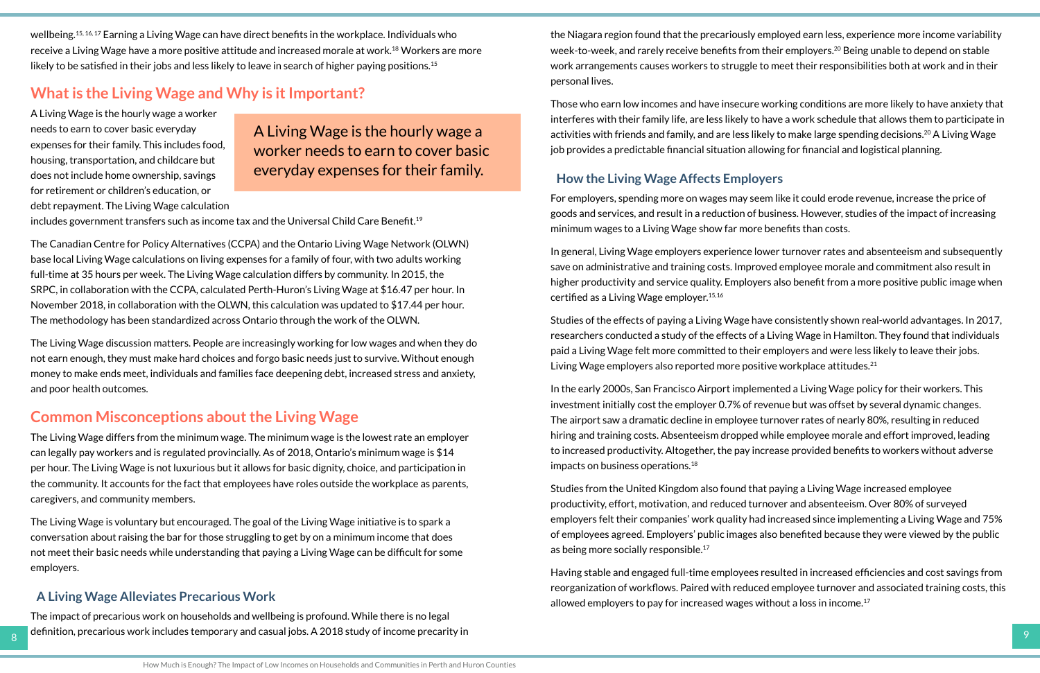wellbeing.[15, 16, 17] Earning a Living Wage can have direct benefits in the workplace. Individuals who receive a Living Wage have a more positive attitude and increased morale at work.[18] Workers are more likely to be satisfied in their jobs and less likely to leave in search of higher paying positions.[15]

## What is the Living Wage and Why is it Important?

A Living Wage is the hourly wage a worker needs to earn to cover basic everyday expenses for their family. This includes food, housing, transportation, and childcare but does not include home ownership, savings for retirement or children's education, or debt repayment. The Living Wage calculation includes government transfers such as income tax and the Universal Child Care Benefit.[19]

> A Living Wage is the hourly wage a worker needs to earn to cover basic everyday expenses for their family.

The Canadian Centre for Policy Alternatives (CCPA) and the Ontario Living Wage Network (OLWN) base local Living Wage calculations on living expenses for a family of four, with two adults working full-time at 35 hours per week. The Living Wage calculation differs by community. In 2015, the SRPC, in collaboration with the CCPA, calculated Perth-Huron's Living Wage at $16.47 per hour. In November 2018, in collaboration with the OLWN, this calculation was updated to $17.44 per hour. The methodology has been standardized across Ontario through the work of the OLWN.

The Living Wage discussion matters. People are increasingly working for low wages and when they do not earn enough, they must make hard choices and forgo basic needs just to survive. Without enough money to make ends meet, individuals and families face deepening debt, increased stress and anxiety, and poor health outcomes.

## Common Misconceptions about the Living Wage

The Living Wage differs from the minimum wage. The minimum wage is the lowest rate an employer can legally pay workers and is regulated provincially. As of 2018, Ontario's minimum wage is $14 per hour. The Living Wage is not luxurious but it allows for basic dignity, choice, and participation in the community. It accounts for the fact that employees have roles outside the workplace as parents, caregivers, and community members.

The Living Wage is voluntary but encouraged. The goal of the Living Wage initiative is to spark a conversation about raising the bar for those struggling to get by on a minimum income that does not meet their basic needs while understanding that paying a Living Wage can be difficult for some employers.

### A Living Wage Alleviates Precarious Work

The impact of precarious work on households and wellbeing is profound. While there is no legal definition, precarious work includes temporary and casual jobs. A 2018 study of income precarity in the Niagara region found that the precariously employed earn less, experience more income variability week-to-week, and rarely receive benefits from their employers.[20] Being unable to depend on stable work arrangements causes workers to struggle to meet their responsibilities both at work and in their personal lives.

Those who earn low incomes and have insecure working conditions are more likely to have anxiety that interferes with their family life, are less likely to have a work schedule that allows them to participate in activities with friends and family, and are less likely to make large spending decisions.[20] A Living Wage job provides a predictable financial situation allowing for financial and logistical planning.

### How the Living Wage Affects Employers

For employers, spending more on wages may seem like it could erode revenue, increase the price of goods and services, and result in a reduction of business. However, studies of the impact of increasing minimum wages to a Living Wage show far more benefits than costs.

In general, Living Wage employers experience lower turnover rates and absenteeism and subsequently save on administrative and training costs. Improved employee morale and commitment also result in higher productivity and service quality. Employers also benefit from a more positive public image when certified as a Living Wage employer.[15,16]

Studies of the effects of paying a Living Wage have consistently shown real-world advantages. In 2017, researchers conducted a study of the effects of a Living Wage in Hamilton. They found that individuals paid a Living Wage felt more committed to their employers and were less likely to leave their jobs. Living Wage employers also reported more positive workplace attitudes.[21]

In the early 2000s, San Francisco Airport implemented a Living Wage policy for their workers. This investment initially cost the employer 0.7% of revenue but was offset by several dynamic changes. The airport saw a dramatic decline in employee turnover rates of nearly 80%, resulting in reduced hiring and training costs. Absenteeism dropped while employee morale and effort improved, leading to increased productivity. Altogether, the pay increase provided benefits to workers without adverse impacts on business operations.[18]

Studies from the United Kingdom also found that paying a Living Wage increased employee productivity, effort, motivation, and reduced turnover and absenteeism. Over 80% of surveyed employers felt their companies' work quality had increased since implementing a Living Wage and 75% of employees agreed. Employers' public images also benefited because they were viewed by the public as being more socially responsible.[17]

Having stable and engaged full-time employees resulted in increased efficiencies and cost savings from reorganization of workflows. Paired with reduced employee turnover and associated training costs, this allowed employers to pay for increased wages without a loss in income.[17]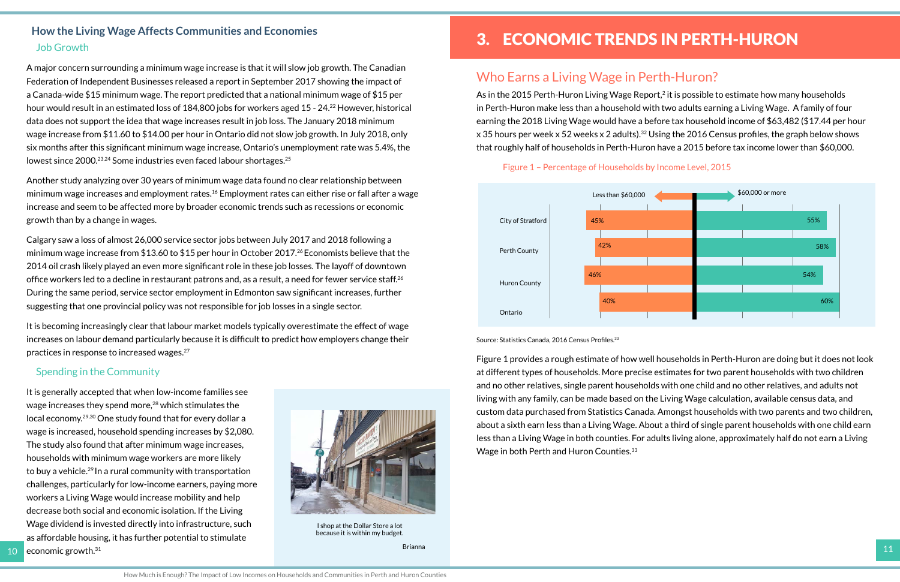## How the Living Wage Affects Communities and Economies

### Job Growth

A major concern surrounding a minimum wage increase is that it will slow job growth. The Canadian Federation of Independent Businesses released a report in September 2017 showing the impact of a Canada-wide $15 minimum wage. The report predicted that a national minimum wage of $15 per hour would result in an estimated loss of 184,800 jobs for workers aged 15 - 24.[22] However, historical data does not support the idea that wage increases result in job loss. The January 2018 minimum wage increase from $11.60 to $14.00 per hour in Ontario did not slow job growth. In July 2018, only six months after this significant minimum wage increase, Ontario's unemployment rate was 5.4%, the lowest since 2000.[23,24] Some industries even faced labour shortages.[25]

Another study analyzing over 30 years of minimum wage data found no clear relationship between minimum wage increases and employment rates.[16] Employment rates can either rise or fall after a wage increase and seem to be affected more by broader economic trends such as recessions or economic growth than by a change in wages.

Calgary saw a loss of almost 26,000 service sector jobs between July 2017 and 2018 following a minimum wage increase from $13.60 to $15 per hour in October 2017.[26] Economists believe that the 2014 oil crash likely played an even more significant role in these job losses. The layoff of downtown office workers led to a decline in restaurant patrons and, as a result, a need for fewer service staff.[26] During the same period, service sector employment in Edmonton saw significant increases, further suggesting that one provincial policy was not responsible for job losses in a single sector.

It is becoming increasingly clear that labour market models typically overestimate the effect of wage increases on labour demand particularly because it is difficult to predict how employers change their practices in response to increased wages.[27]

### Spending in the Community

It is generally accepted that when low-income families see wage increases they spend more,[28] which stimulates the local economy.[29,30] One study found that for every dollar a wage is increased, household spending increases by $2,080. The study also found that after minimum wage increases, households with minimum wage workers are more likely to buy a vehicle.[29] In a rural community with transportation challenges, particularly for low-income earners, paying more workers a Living Wage would increase mobility and help decrease both social and economic isolation. If the Living Wage dividend is invested directly into infrastructure, such as affordable housing, it has further potential to stimulate economic growth.[31]

I shop at the Dollar Store a lot because it is within my budget.

Brianna

# 3. ECONOMIC TRENDS IN PERTH-HURON

## Who Earns a Living Wage in Perth-Huron?

As in the 2015 Perth-Huron Living Wage Report,[2] it is possible to estimate how many households in Perth-Huron make less than a household with two adults earning a Living Wage. A family of four earning the 2018 Living Wage would have a before tax household income of $63,482 ($17.44 per hour x 35 hours per week x 52 weeks x 2 adults).[32] Using the 2016 Census profiles, the graph below shows that roughly half of households in Perth-Huron have a 2015 before tax income lower than $60,000.

Figure 1 – Percentage of Households by Income Level, 2015

| | Less than $60,000 | $60,000 or more |
|---|---|---|
| City of Stratford | 45% | 55% |
| Perth County | 42% | 58% |
| Huron County | 46% | 54% |
| Ontario | 40% | 60% |

Source: Statistics Canada, 2016 Census Profiles.[33]

Figure 1 provides a rough estimate of how well households in Perth-Huron are doing but it does not look at different types of households. More precise estimates for two parent households with two children and no other relatives, single parent households with one child and no other relatives, and adults not living with any family, can be made based on the Living Wage calculation, available census data, and custom data purchased from Statistics Canada. Amongst households with two parents and two children, about a sixth earn less than a Living Wage. About a third of single parent households with one child earn less than a Living Wage in both counties. For adults living alone, approximately half do not earn a Living Wage in both Perth and Huron Counties.[33]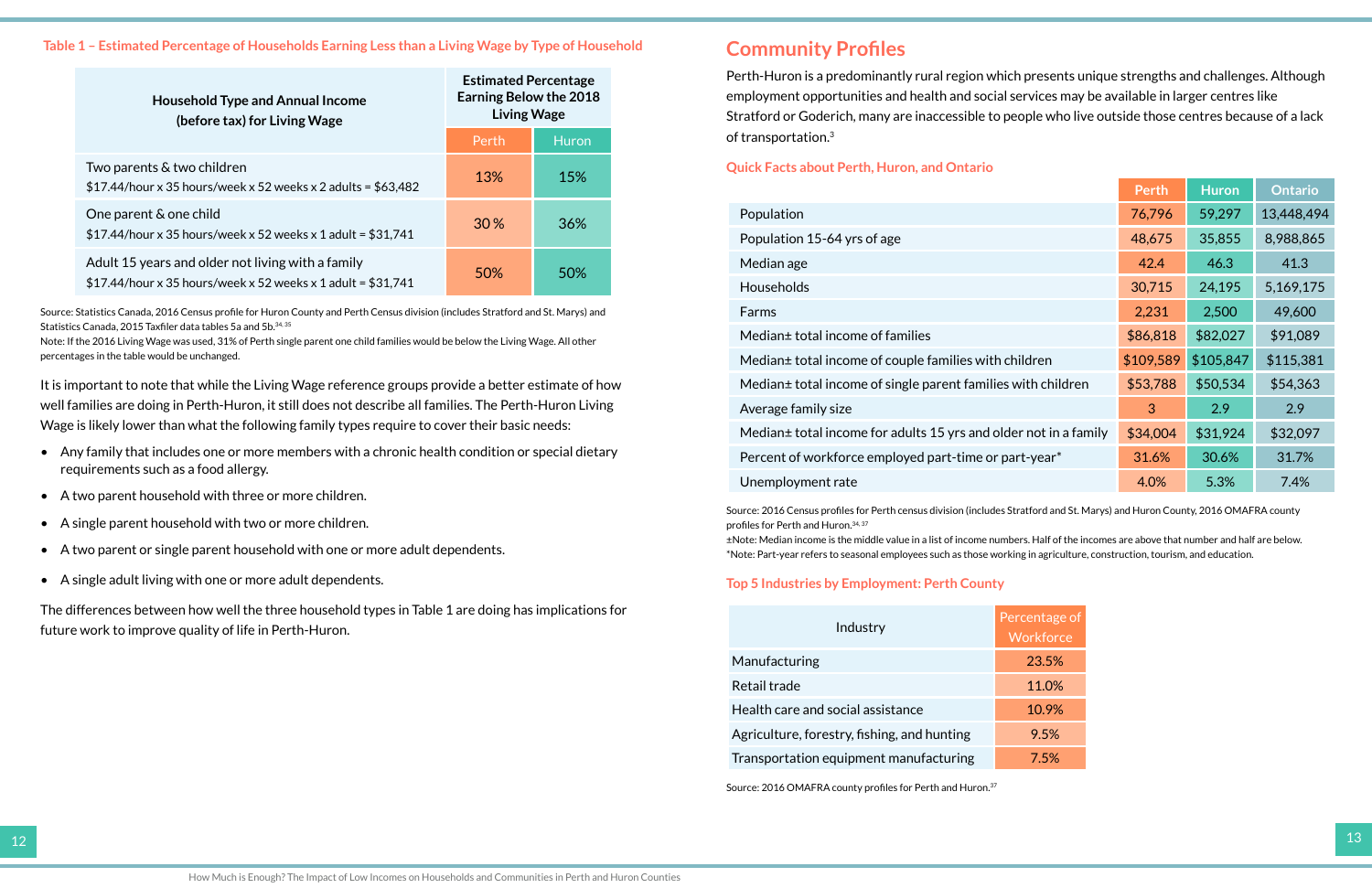**Table 1 – Estimated Percentage of Households Earning Less than a Living Wage by Type of Household**

| Household Type and Annual Income (before tax) for Living Wage | Estimated Percentage Earning Below the 2018 Living Wage | |
|---|---|---|
| | Perth | Huron |
| Two parents & two children<br>$17.44/hour x 35 hours/week x 52 weeks x 2 adults = $63,482 | 13% | 15% |
| One parent & one child<br>$17.44/hour x 35 hours/week x 52 weeks x 1 adult = $31,741 | 30 % | 36% |
| Adult 15 years and older not living with a family<br>$17.44/hour x 35 hours/week x 52 weeks x 1 adult = $31,741 | 50% | 50% |

Source: Statistics Canada, 2016 Census profile for Huron County and Perth Census division (includes Stratford and St. Marys) and Statistics Canada, 2015 Taxfiler data tables 5a and 5b.[34,35]
Note: If the 2016 Living Wage was used, 31% of Perth single parent one child families would be below the Living Wage. All other percentages in the table would be unchanged.

It is important to note that while the Living Wage reference groups provide a better estimate of how well families are doing in Perth-Huron, it still does not describe all families. The Perth-Huron Living Wage is likely lower than what the following family types require to cover their basic needs:

- Any family that includes one or more members with a chronic health condition or special dietary requirements such as a food allergy.
- A two parent household with three or more children.
- A single parent household with two or more children.
- A two parent or single parent household with one or more adult dependents.
- A single adult living with one or more adult dependents.

The differences between how well the three household types in Table 1 are doing has implications for future work to improve quality of life in Perth-Huron.

## Community Profiles

Perth-Huron is a predominantly rural region which presents unique strengths and challenges. Although employment opportunities and health and social services may be available in larger centres like Stratford or Goderich, many are inaccessible to people who live outside those centres because of a lack of transportation.[3]

### Quick Facts about Perth, Huron, and Ontario

| | Perth | Huron | Ontario |
|---|---|---|---|
| Population | 76,796 | 59,297 | 13,448,494 |
| Population 15-64 yrs of age | 48,675 | 35,855 | 8,988,865 |
| Median age | 42.4 | 46.3 | 41.3 |
| Households | 30,715 | 24,195 | 5,169,175 |
| Farms | 2,231 | 2,500 | 49,600 |
| Median± total income of families | $86,818 | $82,027 | $91,089 |
| Median± total income of couple families with children | $109,589 | $105,847 | $115,381 |
| Median± total income of single parent families with children | $53,788 | $50,534 | $54,363 |
| Average family size | 3 | 2.9 | 2.9 |
| Median± total income for adults 15 yrs and older not in a family | $34,004 | $31,924 | $32,097 |
| Percent of workforce employed part-time or part-year* | 31.6% | 30.6% | 31.7% |
| Unemployment rate | 4.0% | 5.3% | 7.4% |

Source: 2016 Census profiles for Perth census division (includes Stratford and St. Marys) and Huron County, 2016 OMAFRA county profiles for Perth and Huron.[34,37]
±Note: Median income is the middle value in a list of income numbers. Half of the incomes are above that number and half are below.
*Note: Part-year refers to seasonal employees such as those working in agriculture, construction, tourism, and education.

### Top 5 Industries by Employment: Perth County

| Industry | Percentage of Workforce |
|---|---|
| Manufacturing | 23.5% |
| Retail trade | 11.0% |
| Health care and social assistance | 10.9% |
| Agriculture, forestry, fishing, and hunting | 9.5% |
| Transportation equipment manufacturing | 7.5% |

Source: 2016 OMAFRA county profiles for Perth and Huron.[37]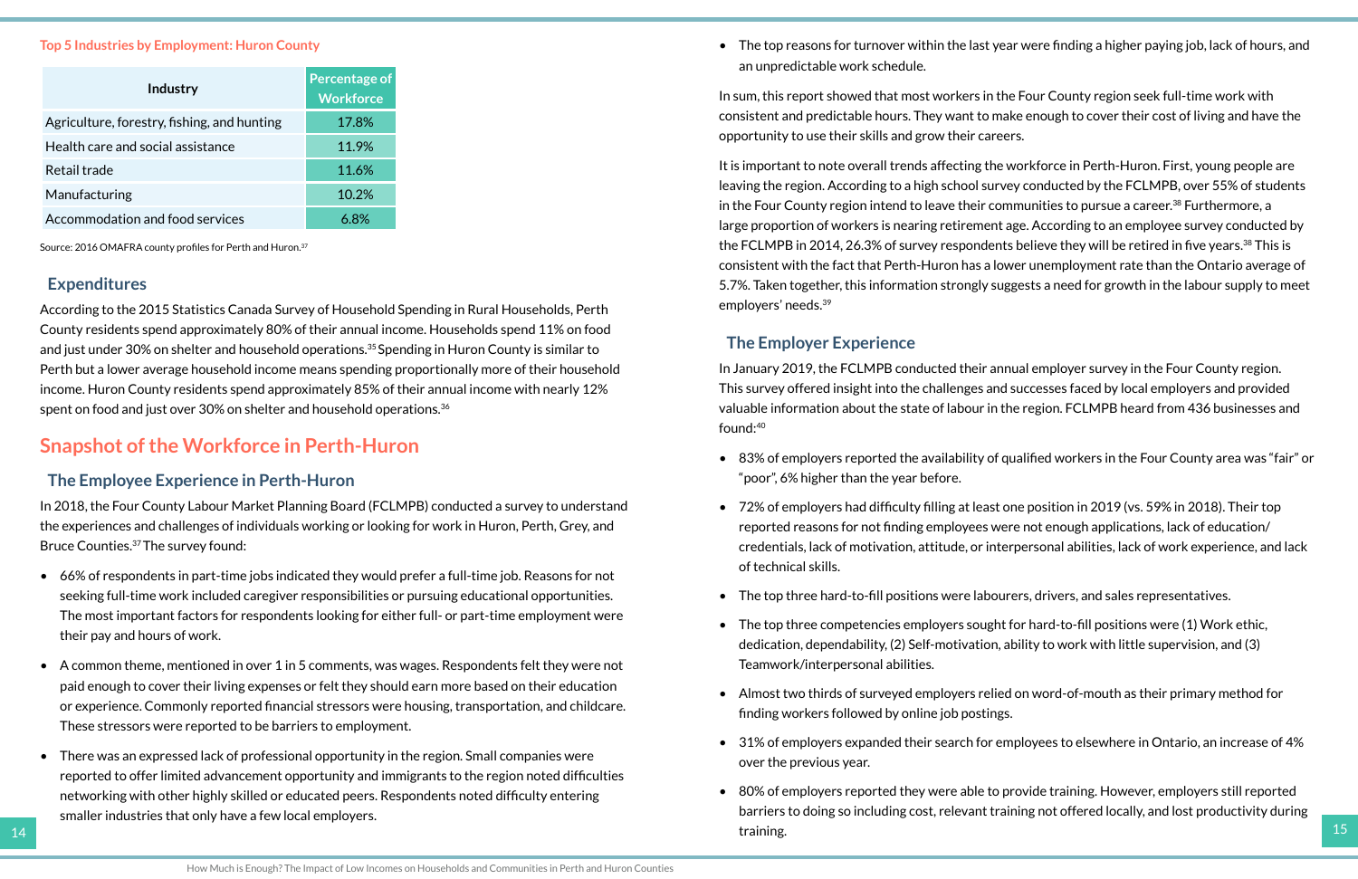**Top 5 Industries by Employment: Huron County**

| Industry | Percentage of Workforce |
|---|---|
| Agriculture, forestry, fishing, and hunting | 17.8% |
| Health care and social assistance | 11.9% |
| Retail trade | 11.6% |
| Manufacturing | 10.2% |
| Accommodation and food services | 6.8% |

Source: 2016 OMAFRA county profiles for Perth and Huron.[37]

### Expenditures

According to the 2015 Statistics Canada Survey of Household Spending in Rural Households, Perth County residents spend approximately 80% of their annual income. Households spend 11% on food and just under 30% on shelter and household operations.[35] Spending in Huron County is similar to Perth but a lower average household income means spending proportionally more of their household income. Huron County residents spend approximately 85% of their annual income with nearly 12% spent on food and just over 30% on shelter and household operations.[36]

## Snapshot of the Workforce in Perth-Huron

### The Employee Experience in Perth-Huron

In 2018, the Four County Labour Market Planning Board (FCLMPB) conducted a survey to understand the experiences and challenges of individuals working or looking for work in Huron, Perth, Grey, and Bruce Counties.[37] The survey found:

- 66% of respondents in part-time jobs indicated they would prefer a full-time job. Reasons for not seeking full-time work included caregiver responsibilities or pursuing educational opportunities. The most important factors for respondents looking for either full- or part-time employment were their pay and hours of work.
- A common theme, mentioned in over 1 in 5 comments, was wages. Respondents felt they were not paid enough to cover their living expenses or felt they should earn more based on their education or experience. Commonly reported financial stressors were housing, transportation, and childcare. These stressors were reported to be barriers to employment.
- There was an expressed lack of professional opportunity in the region. Small companies were reported to offer limited advancement opportunity and immigrants to the region noted difficulties networking with other highly skilled or educated peers. Respondents noted difficulty entering smaller industries that only have a few local employers.
- The top reasons for turnover within the last year were finding a higher paying job, lack of hours, and an unpredictable work schedule.

In sum, this report showed that most workers in the Four County region seek full-time work with consistent and predictable hours. They want to make enough to cover their cost of living and have the opportunity to use their skills and grow their careers.

It is important to note overall trends affecting the workforce in Perth-Huron. First, young people are leaving the region. According to a high school survey conducted by the FCLMPB, over 55% of students in the Four County region intend to leave their communities to pursue a career.[38] Furthermore, a large proportion of workers is nearing retirement age. According to an employee survey conducted by the FCLMPB in 2014, 26.3% of survey respondents believe they will be retired in five years.[38] This is consistent with the fact that Perth-Huron has a lower unemployment rate than the Ontario average of 5.7%. Taken together, this information strongly suggests a need for growth in the labour supply to meet employers' needs.[39]

### The Employer Experience

In January 2019, the FCLMPB conducted their annual employer survey in the Four County region. This survey offered insight into the challenges and successes faced by local employers and provided valuable information about the state of labour in the region. FCLMPB heard from 436 businesses and found:[40]

- 83% of employers reported the availability of qualified workers in the Four County area was "fair" or "poor", 6% higher than the year before.
- 72% of employers had difficulty filling at least one position in 2019 (vs. 59% in 2018). Their top reported reasons for not finding employees were not enough applications, lack of education/credentials, lack of motivation, attitude, or interpersonal abilities, lack of work experience, and lack of technical skills.
- The top three hard-to-fill positions were labourers, drivers, and sales representatives.
- The top three competencies employers sought for hard-to-fill positions were (1) Work ethic, dedication, dependability, (2) Self-motivation, ability to work with little supervision, and (3) Teamwork/interpersonal abilities.
- Almost two thirds of surveyed employers relied on word-of-mouth as their primary method for finding workers followed by online job postings.
- 31% of employers expanded their search for employees to elsewhere in Ontario, an increase of 4% over the previous year.
- 80% of employers reported they were able to provide training. However, employers still reported barriers to doing so including cost, relevant training not offered locally, and lost productivity during training.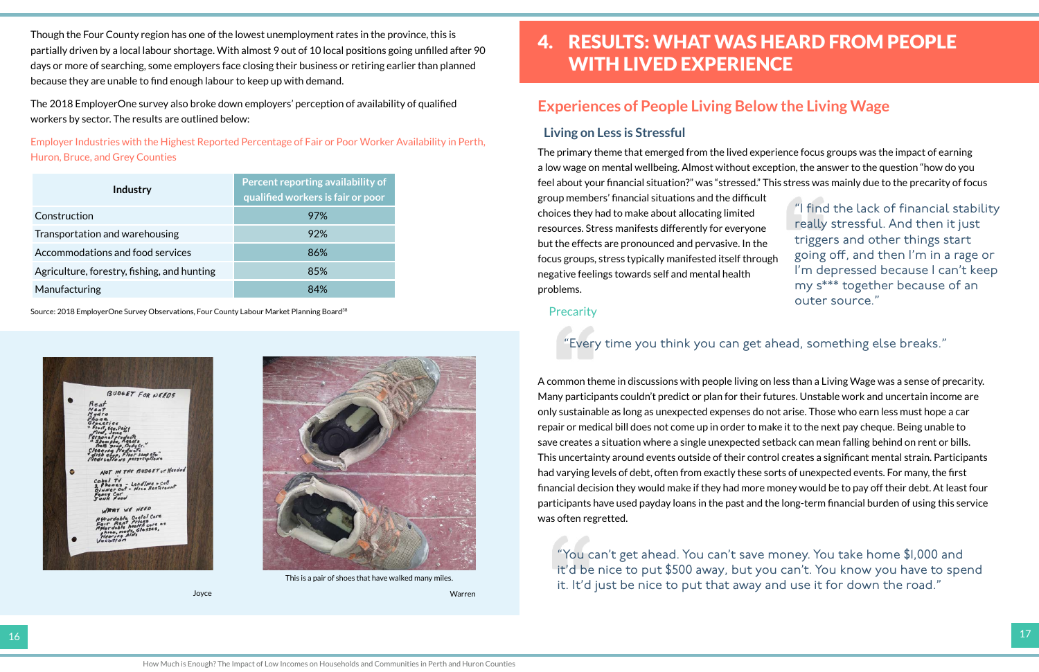Though the Four County region has one of the lowest unemployment rates in the province, this is partially driven by a local labour shortage. With almost 9 out of 10 local positions going unfilled after 90 days or more of searching, some employers face closing their business or retiring earlier than planned because they are unable to find enough labour to keep up with demand.

The 2018 EmployerOne survey also broke down employers' perception of availability of qualified workers by sector. The results are outlined below:

Employer Industries with the Highest Reported Percentage of Fair or Poor Worker Availability in Perth, Huron, Bruce, and Grey Counties

| Industry | Percent reporting availability of qualified workers is fair or poor |
|---|---|
| Construction | 97% |
| Transportation and warehousing | 92% |
| Accommodations and food services | 86% |
| Agriculture, forestry, fishing, and hunting | 85% |
| Manufacturing | 84% |

Source: 2018 EmployerOne Survey Observations, Four County Labour Market Planning Board[38]

Joyce

This is a pair of shoes that have walked many miles.

Warren

# 4. RESULTS: WHAT WAS HEARD FROM PEOPLE WITH LIVED EXPERIENCE

## Experiences of People Living Below the Living Wage

### Living on Less is Stressful

The primary theme that emerged from the lived experience focus groups was the impact of earning a low wage on mental wellbeing. Almost without exception, the answer to the question "how do you feel about your financial situation?" was "stressed." This stress was mainly due to the precarity of focus group members' financial situations and the difficult choices they had to make about allocating limited resources. Stress manifests differently for everyone but the effects are pronounced and pervasive. In the focus groups, stress typically manifested itself through negative feelings towards self and mental health problems.

> "I find the lack of financial stability really stressful. And then it just triggers and other things start going off, and then I'm in a rage or I'm depressed because I can't keep my s*** together because of an outer source."

### Precarity

> "Every time you think you can get ahead, something else breaks."

A common theme in discussions with people living on less than a Living Wage was a sense of precarity. Many participants couldn't predict or plan for their futures. Unstable work and uncertain income are only sustainable as long as unexpected expenses do not arise. Those who earn less must hope a car repair or medical bill does not come up in order to make it to the next pay cheque. Being unable to save creates a situation where a single unexpected setback can mean falling behind on rent or bills. This uncertainty around events outside of their control creates a significant mental strain. Participants had varying levels of debt, often from exactly these sorts of unexpected events. For many, the first financial decision they would make if they had more money would be to pay off their debt. At least four participants have used payday loans in the past and the long-term financial burden of using this service was often regretted.

> "You can't get ahead. You can't save money. You take home $1,000 and it'd be nice to put $500 away, but you can't. You know you have to spend it. It'd just be nice to put that away and use it for down the road."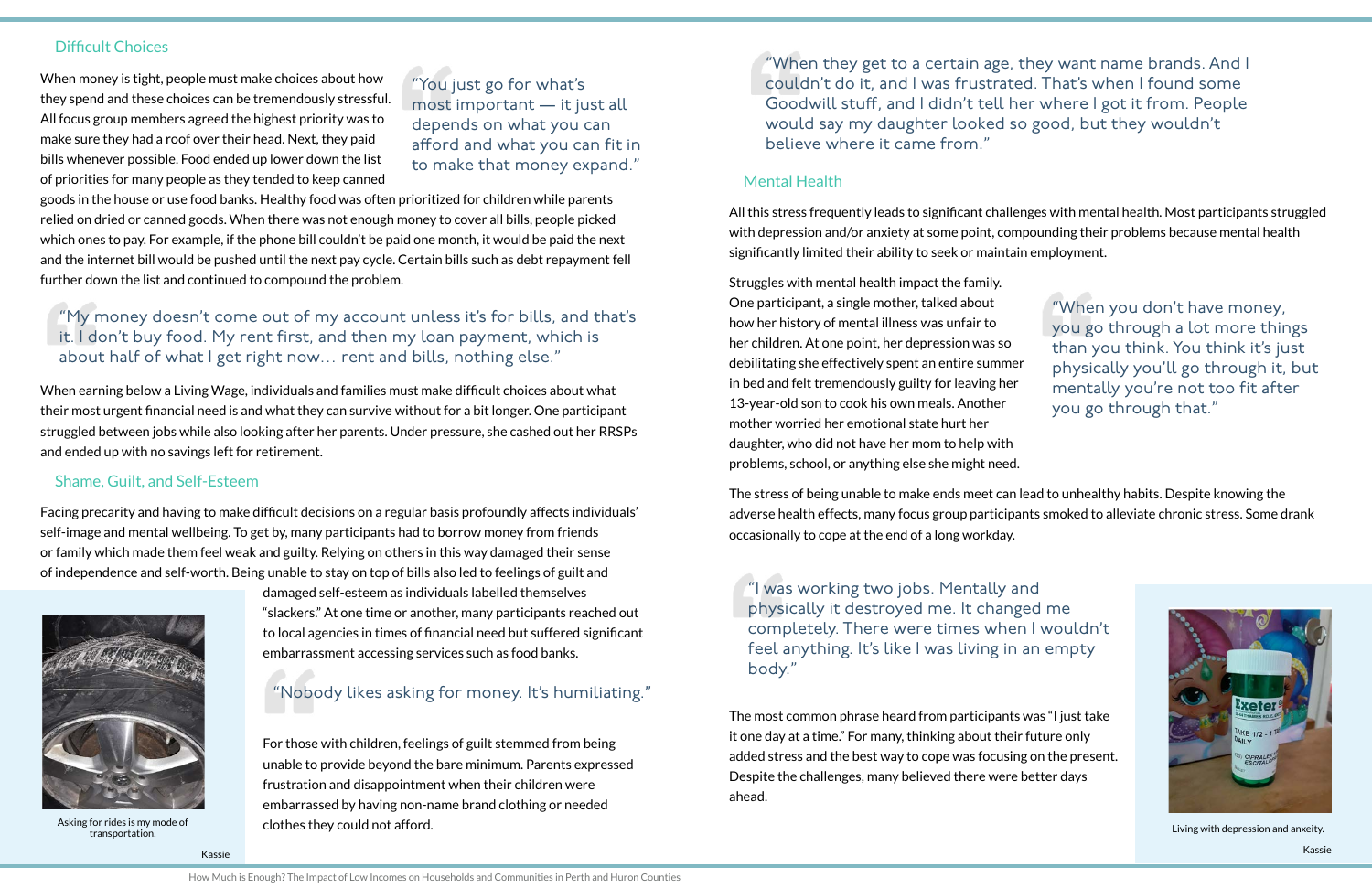## Difficult Choices

When money is tight, people must make choices about how they spend and these choices can be tremendously stressful. All focus group members agreed the highest priority was to make sure they had a roof over their head. Next, they paid bills whenever possible. Food ended up lower down the list of priorities for many people as they tended to keep canned goods in the house or use food banks. Healthy food was often prioritized for children while parents relied on dried or canned goods. When there was not enough money to cover all bills, people picked which ones to pay. For example, if the phone bill couldn't be paid one month, it would be paid the next and the internet bill would be pushed until the next pay cycle. Certain bills such as debt repayment fell further down the list and continued to compound the problem.

> "You just go for what's most important — it just all depends on what you can afford and what you can fit in to make that money expand."

> "My money doesn't come out of my account unless it's for bills, and that's it. I don't buy food. My rent first, and then my loan payment, which is about half of what I get right now… rent and bills, nothing else."

When earning below a Living Wage, individuals and families must make difficult choices about what their most urgent financial need is and what they can survive without for a bit longer. One participant struggled between jobs while also looking after her parents. Under pressure, she cashed out her RRSPs and ended up with no savings left for retirement.

## Shame, Guilt, and Self-Esteem

Facing precarity and having to make difficult decisions on a regular basis profoundly affects individuals' self-image and mental wellbeing. To get by, many participants had to borrow money from friends or family which made them feel weak and guilty. Relying on others in this way damaged their sense of independence and self-worth. Being unable to stay on top of bills also led to feelings of guilt and damaged self-esteem as individuals labelled themselves "slackers." At one time or another, many participants reached out to local agencies in times of financial need but suffered significant embarrassment accessing services such as food banks.

> "Nobody likes asking for money. It's humiliating."

For those with children, feelings of guilt stemmed from being unable to provide beyond the bare minimum. Parents expressed frustration and disappointment when their children were embarrassed by having non-name brand clothing or needed clothes they could not afford.

Asking for rides is my mode of transportation.

Kassie

> "When they get to a certain age, they want name brands. And I couldn't do it, and I was frustrated. That's when I found some Goodwill stuff, and I didn't tell her where I got it from. People would say my daughter looked so good, but they wouldn't believe where it came from."

## Mental Health

All this stress frequently leads to significant challenges with mental health. Most participants struggled with depression and/or anxiety at some point, compounding their problems because mental health significantly limited their ability to seek or maintain employment.

Struggles with mental health impact the family. One participant, a single mother, talked about how her history of mental illness was unfair to her children. At one point, her depression was so debilitating she effectively spent an entire summer in bed and felt tremendously guilty for leaving her 13-year-old son to cook his own meals. Another mother worried her emotional state hurt her daughter, who did not have her mom to help with problems, school, or anything else she might need.

> "When you don't have money, you go through a lot more things than you think. You think it's just physically you'll go through it, but mentally you're not too fit after you go through that."

The stress of being unable to make ends meet can lead to unhealthy habits. Despite knowing the adverse health effects, many focus group participants smoked to alleviate chronic stress. Some drank occasionally to cope at the end of a long workday.

> "I was working two jobs. Mentally and physically it destroyed me. It changed me completely. There were times when I wouldn't feel anything. It's like I was living in an empty body."

The most common phrase heard from participants was "I just take it one day at a time." For many, thinking about their future only added stress and the best way to cope was focusing on the present. Despite the challenges, many believed there were better days ahead.

Living with depression and anxiety.

Kassie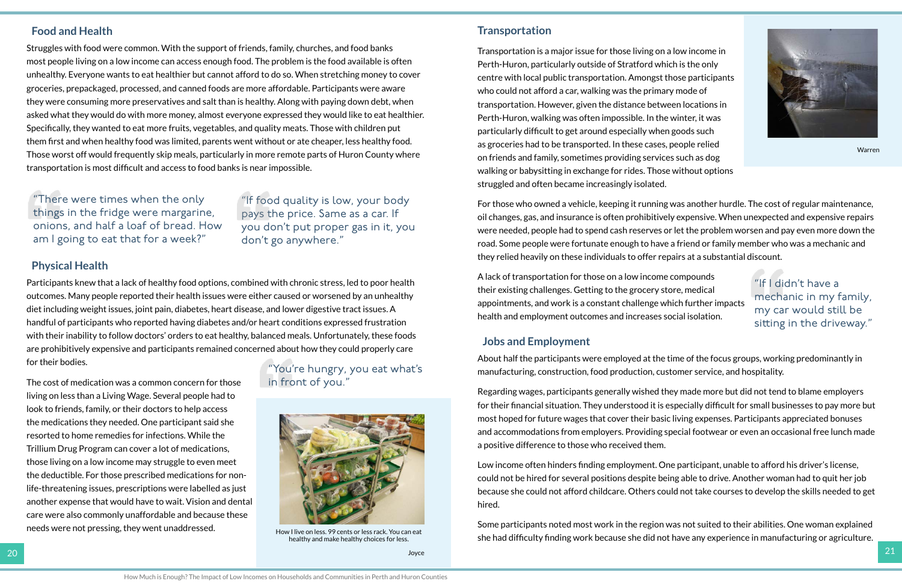## Food and Health

Struggles with food were common. With the support of friends, family, churches, and food banks most people living on a low income can access enough food. The problem is the food available is often unhealthy. Everyone wants to eat healthier but cannot afford to do so. When stretching money to cover groceries, prepackaged, processed, and canned foods are more affordable. Participants were aware they were consuming more preservatives and salt than is healthy. Along with paying down debt, when asked what they would do with more money, almost everyone expressed they would like to eat healthier. Specifically, they wanted to eat more fruits, vegetables, and quality meats. Those with children put them first and when healthy food was limited, parents went without or ate cheaper, less healthy food. Those worst off would frequently skip meals, particularly in more remote parts of Huron County where transportation is most difficult and access to food banks is near impossible.

> "There were times when the only things in the fridge were margarine, onions, and half a loaf of bread. How am I going to eat that for a week?"

> "If food quality is low, your body pays the price. Same as a car. If you don't put proper gas in it, you don't go anywhere."

## Physical Health

Participants knew that a lack of healthy food options, combined with chronic stress, led to poor health outcomes. Many people reported their health issues were either caused or worsened by an unhealthy diet including weight issues, joint pain, diabetes, heart disease, and lower digestive tract issues. A handful of participants who reported having diabetes and/or heart conditions expressed frustration with their inability to follow doctors' orders to eat healthy, balanced meals. Unfortunately, these foods are prohibitively expensive and participants remained concerned about how they could properly care for their bodies.

> "You're hungry, you eat what's in front of you."

The cost of medication was a common concern for those living on less than a Living Wage. Several people had to look to friends, family, or their doctors to help access the medications they needed. One participant said she resorted to home remedies for infections. While the Trillium Drug Program can cover a lot of medications, those living on a low income may struggle to even meet the deductible. For those prescribed medications for non-life-threatening issues, prescriptions were labelled as just another expense that would have to wait. Vision and dental care were also commonly unaffordable and because these needs were not pressing, they went unaddressed.

How I live on less. 99 cents or less rack. You can eat healthy and make healthy choices for less.

Joyce

## Transportation

Transportation is a major issue for those living on a low income in Perth-Huron, particularly outside of Stratford which is the only centre with local public transportation. Amongst those participants who could not afford a car, walking was the primary mode of transportation. However, given the distance between locations in Perth-Huron, walking was often impossible. In the winter, it was particularly difficult to get around especially when goods such as groceries had to be transported. In these cases, people relied on friends and family, sometimes providing services such as dog walking or babysitting in exchange for rides. Those without options struggled and often became increasingly isolated.

Warren

For those who owned a vehicle, keeping it running was another hurdle. The cost of regular maintenance, oil changes, gas, and insurance is often prohibitively expensive. When unexpected and expensive repairs were needed, people had to spend cash reserves or let the problem worsen and pay even more down the road. Some people were fortunate enough to have a friend or family member who was a mechanic and they relied heavily on these individuals to offer repairs at a substantial discount.

A lack of transportation for those on a low income compounds their existing challenges. Getting to the grocery store, medical appointments, and work is a constant challenge which further impacts health and employment outcomes and increases social isolation.

> "If I didn't have a mechanic in my family, my car would still be sitting in the driveway."

## Jobs and Employment

About half the participants were employed at the time of the focus groups, working predominantly in manufacturing, construction, food production, customer service, and hospitality.

Regarding wages, participants generally wished they made more but did not tend to blame employers for their financial situation. They understood it is especially difficult for small businesses to pay more but most hoped for future wages that cover their basic living expenses. Participants appreciated bonuses and accommodations from employers. Providing special footwear or even an occasional free lunch made a positive difference to those who received them.

Low income often hinders finding employment. One participant, unable to afford his driver's license, could not be hired for several positions despite being able to drive. Another woman had to quit her job because she could not afford childcare. Others could not take courses to develop the skills needed to get hired.

Some participants noted most work in the region was not suited to their abilities. One woman explained she had difficulty finding work because she did not have any experience in manufacturing or agriculture.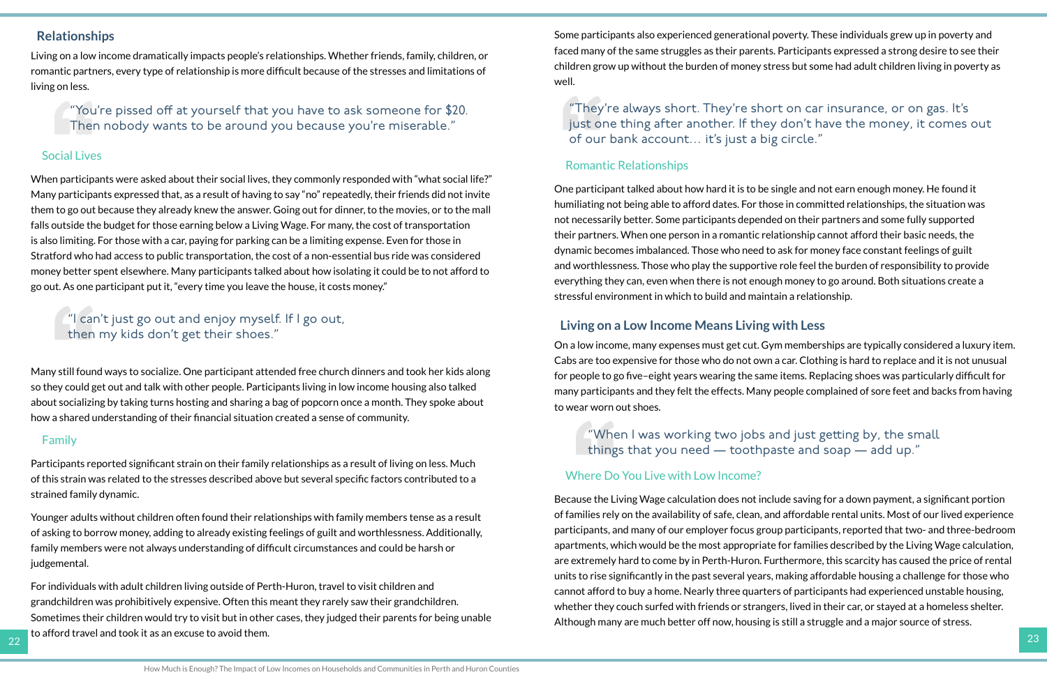## Relationships

Living on a low income dramatically impacts people's relationships. Whether friends, family, children, or romantic partners, every type of relationship is more difficult because of the stresses and limitations of living on less.

> "You're pissed off at yourself that you have to ask someone for $20. Then nobody wants to be around you because you're miserable."

### Social Lives

When participants were asked about their social lives, they commonly responded with "what social life?" Many participants expressed that, as a result of having to say "no" repeatedly, their friends did not invite them to go out because they already knew the answer. Going out for dinner, to the movies, or to the mall falls outside the budget for those earning below a Living Wage. For many, the cost of transportation is also limiting. For those with a car, paying for parking can be a limiting expense. Even for those in Stratford who had access to public transportation, the cost of a non-essential bus ride was considered money better spent elsewhere. Many participants talked about how isolating it could be to not afford to go out. As one participant put it, "every time you leave the house, it costs money."

> "I can't just go out and enjoy myself. If I go out, then my kids don't get their shoes."

Many still found ways to socialize. One participant attended free church dinners and took her kids along so they could get out and talk with other people. Participants living in low income housing also talked about socializing by taking turns hosting and sharing a bag of popcorn once a month. They spoke about how a shared understanding of their financial situation created a sense of community.

### Family

Participants reported significant strain on their family relationships as a result of living on less. Much of this strain was related to the stresses described above but several specific factors contributed to a strained family dynamic.

Younger adults without children often found their relationships with family members tense as a result of asking to borrow money, adding to already existing feelings of guilt and worthlessness. Additionally, family members were not always understanding of difficult circumstances and could be harsh or judgemental.

For individuals with adult children living outside of Perth-Huron, travel to visit children and grandchildren was prohibitively expensive. Often this meant they rarely saw their grandchildren. Sometimes their children would try to visit but in other cases, they judged their parents for being unable to afford travel and took it as an excuse to avoid them.

Some participants also experienced generational poverty. These individuals grew up in poverty and faced many of the same struggles as their parents. Participants expressed a strong desire to see their children grow up without the burden of money stress but some had adult children living in poverty as well.

> "They're always short. They're short on car insurance, or on gas. It's just one thing after another. If they don't have the money, it comes out of our bank account… it's just a big circle."

### Romantic Relationships

One participant talked about how hard it is to be single and not earn enough money. He found it humiliating not being able to afford dates. For those in committed relationships, the situation was not necessarily better. Some participants depended on their partners and some fully supported their partners. When one person in a romantic relationship cannot afford their basic needs, the dynamic becomes imbalanced. Those who need to ask for money face constant feelings of guilt and worthlessness. Those who play the supportive role feel the burden of responsibility to provide everything they can, even when there is not enough money to go around. Both situations create a stressful environment in which to build and maintain a relationship.

## Living on a Low Income Means Living with Less

On a low income, many expenses must get cut. Gym memberships are typically considered a luxury item. Cabs are too expensive for those who do not own a car. Clothing is hard to replace and it is not unusual for people to go five–eight years wearing the same items. Replacing shoes was particularly difficult for many participants and they felt the effects. Many people complained of sore feet and backs from having to wear worn out shoes.

> "When I was working two jobs and just getting by, the small things that you need — toothpaste and soap — add up."

### Where Do You Live with Low Income?

Because the Living Wage calculation does not include saving for a down payment, a significant portion of families rely on the availability of safe, clean, and affordable rental units. Most of our lived experience participants, and many of our employer focus group participants, reported that two- and three-bedroom apartments, which would be the most appropriate for families described by the Living Wage calculation, are extremely hard to come by in Perth-Huron. Furthermore, this scarcity has caused the price of rental units to rise significantly in the past several years, making affordable housing a challenge for those who cannot afford to buy a home. Nearly three quarters of participants had experienced unstable housing, whether they couch surfed with friends or strangers, lived in their car, or stayed at a homeless shelter. Although many are much better off now, housing is still a struggle and a major source of stress.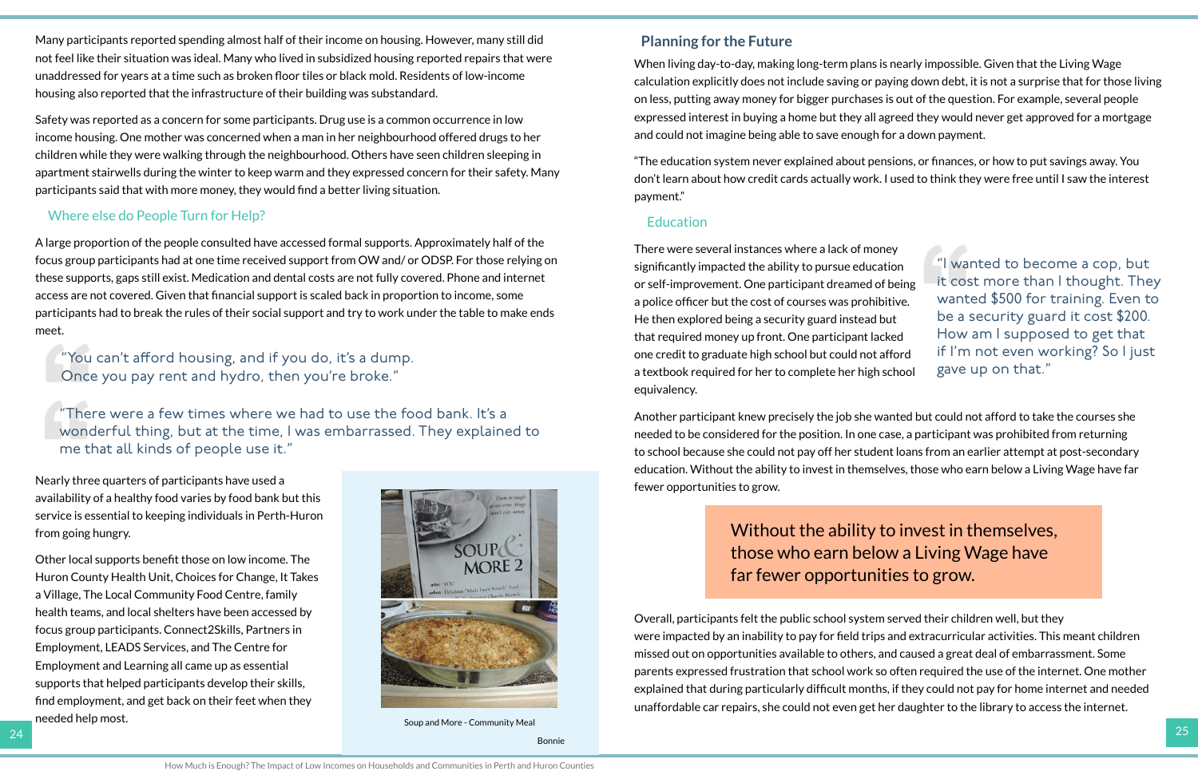Many participants reported spending almost half of their income on housing. However, many still did not feel like their situation was ideal. Many who lived in subsidized housing reported repairs that were unaddressed for years at a time such as broken floor tiles or black mold. Residents of low-income housing also reported that the infrastructure of their building was substandard.

Safety was reported as a concern for some participants. Drug use is a common occurrence in low income housing. One mother was concerned when a man in her neighbourhood offered drugs to her children while they were walking through the neighbourhood. Others have seen children sleeping in apartment stairwells during the winter to keep warm and they expressed concern for their safety. Many participants said that with more money, they would find a better living situation.

### Where else do People Turn for Help?

A large proportion of the people consulted have accessed formal supports. Approximately half of the focus group participants had at one time received support from OW and/ or ODSP. For those relying on these supports, gaps still exist. Medication and dental costs are not fully covered. Phone and internet access are not covered. Given that financial support is scaled back in proportion to income, some participants had to break the rules of their social support and try to work under the table to make ends meet.

> "You can't afford housing, and if you do, it's a dump. Once you pay rent and hydro, then you're broke."

> "There were a few times where we had to use the food bank. It's a wonderful thing, but at the time, I was embarrassed. They explained to me that all kinds of people use it."

Nearly three quarters of participants have used a food bank but this availability of a healthy food varies by food bank but this service is essential to keeping individuals in Perth-Huron from going hungry.

Other local supports benefit those on low income. The Huron County Health Unit, Choices for Change, It Takes a Village, The Local Community Food Centre, family health teams, and local shelters have been accessed by focus group participants. Connect2Skills, Partners in Employment, LEADS Services, and The Centre for Employment and Learning all came up as essential supports that helped participants develop their skills, find employment, and get back on their feet when they needed help most.

Soup and More - Community Meal

Bonnie

## Planning for the Future

When living day-to-day, making long-term plans is nearly impossible. Given that the Living Wage calculation explicitly does not include saving or paying down debt, it is not a surprise that for those living on less, putting away money for bigger purchases is out of the question. For example, several people expressed interest in buying a home but they all agreed they would never get approved for a mortgage and could not imagine being able to save enough for a down payment.

"The education system never explained about pensions, or finances, or how to put savings away. You don't learn about how credit cards actually work. I used to think they were free until I saw the interest payment."

### Education

There were several instances where a lack of money significantly impacted the ability to pursue education or self-improvement. One participant dreamed of being a police officer but the cost of courses was prohibitive. He then explored being a security guard instead but that required money up front. One participant lacked one credit to graduate high school but could not afford a textbook required for her to complete her high school equivalency.

> "I wanted to become a cop, but it cost more than I thought. They wanted $500 for training. Even to be a security guard it cost $200. How am I supposed to get that if I'm not even working? So I just gave up on that."

Another participant knew precisely the job she wanted but could not afford to take the courses she needed to be considered for the position. In one case, a participant was prohibited from returning to school because she could not pay off her student loans from an earlier attempt at post-secondary education. Without the ability to invest in themselves, those who earn below a Living Wage have far fewer opportunities to grow.

> Without the ability to invest in themselves, those who earn below a Living Wage have far fewer opportunities to grow.

Overall, participants felt the public school system served their children well, but they were impacted by an inability to pay for field trips and extracurricular activities. This meant children missed out on opportunities available to others, and caused a great deal of embarrassment. Some parents expressed frustration that school work so often required the use of the internet. One mother explained that during particularly difficult months, if they could not pay for home internet and needed unaffordable car repairs, she could not even get her daughter to the library to access the internet.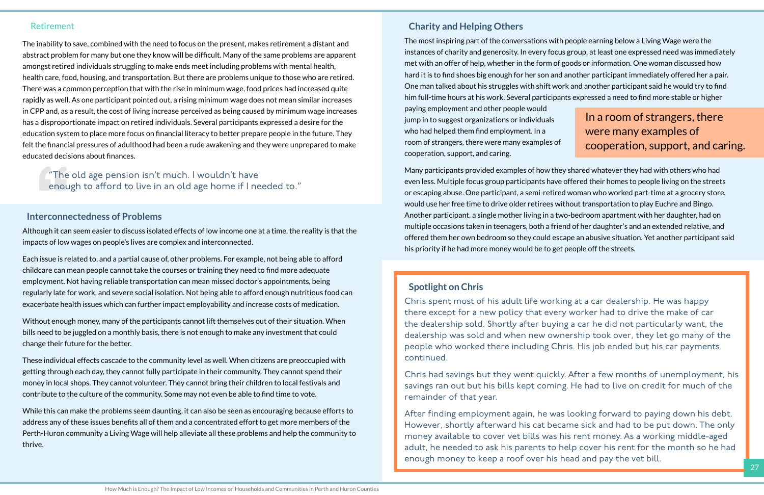## Retirement

The inability to save, combined with the need to focus on the present, makes retirement a distant and abstract problem for many but one they know will be difficult. Many of the same problems are apparent amongst retired individuals struggling to make ends meet including problems with mental health, health care, food, housing, and transportation. But there are problems unique to those who are retired. There was a common perception that with the rise in minimum wage, food prices had increased quite rapidly as well. As one participant pointed out, a rising minimum wage does not mean similar increases in CPP and, as a result, the cost of living increase perceived as being caused by minimum wage increases has a disproportionate impact on retired individuals. Several participants expressed a desire for the education system to place more focus on financial literacy to better prepare people in the future. They felt the financial pressures of adulthood had been a rude awakening and they were unprepared to make educated decisions about finances.

> "The old age pension isn't much. I wouldn't have enough to afford to live in an old age home if I needed to."

## Interconnectedness of Problems

Although it can seem easier to discuss isolated effects of low income one at a time, the reality is that the impacts of low wages on people's lives are complex and interconnected.

Each issue is related to, and a partial cause of, other problems. For example, not being able to afford childcare can mean people cannot take the courses or training they need to find more adequate employment. Not having reliable transportation can mean missed doctor's appointments, being regularly late for work, and severe social isolation. Not being able to afford enough nutritious food can exacerbate health issues which can further impact employability and increase costs of medication.

Without enough money, many of the participants cannot lift themselves out of their situation. When bills need to be juggled on a monthly basis, there is not enough to make any investment that could change their future for the better.

These individual effects cascade to the community level as well. When citizens are preoccupied with getting through each day, they cannot fully participate in their community. They cannot spend their money in local shops. They cannot volunteer. They cannot bring their children to local festivals and contribute to the culture of the community. Some may not even be able to find time to vote.

While this can make the problems seem daunting, it can also be seen as encouraging because efforts to address any of these issues benefits all of them and a concentrated effort to get more members of the Perth-Huron community a Living Wage will help alleviate all these problems and help the community to thrive.

## Charity and Helping Others

The most inspiring part of the conversations with people earning below a Living Wage were the instances of charity and generosity. In every focus group, at least one expressed need was immediately met with an offer of help, whether in the form of goods or information. One woman discussed how hard it is to find shoes big enough for her son and another participant immediately offered her a pair. One man talked about his struggles with shift work and another participant said he would try to find him full-time hours at his work. Several participants expressed a need to find more stable or higher paying employment and other people would jump in to suggest organizations or individuals who had helped them find employment. In a room of strangers, there were many examples of cooperation, support, and caring.

> In a room of strangers, there were many examples of cooperation, support, and caring.

Many participants provided examples of how they shared whatever they had with others who had even less. Multiple focus group participants have offered their homes to people living on the streets or escaping abuse. One participant, a semi-retired woman who worked part-time at a grocery store, would use her free time to drive older retirees without transportation to play Euchre and Bingo. Another participant, a single mother living in a two-bedroom apartment with her daughter, had on multiple occasions taken in teenagers, both a friend of her daughter's and an extended relative, and offered them her own bedroom so they could escape an abusive situation. Yet another participant said his priority if he had more money would be to get people off the streets.

### Spotlight on Chris

Chris spent most of his adult life working at a car dealership. He was happy there except for a new policy that every worker had to drive the make of car the dealership sold. Shortly after buying a car he did not particularly want, the dealership was sold and when new ownership took over, they let go many of the people who worked there including Chris. His job ended but his car payments continued.

Chris had savings but they went quickly. After a few months of unemployment, his savings ran out but his bills kept coming. He had to live on credit for much of the remainder of that year.

After finding employment again, he was looking forward to paying down his debt. However, shortly afterward his cat became sick and had to be put down. The only money available to cover vet bills was his rent money. As a working middle-aged adult, he needed to ask his parents to help cover his rent for the month so he had enough money to keep a roof over his head and pay the vet bill.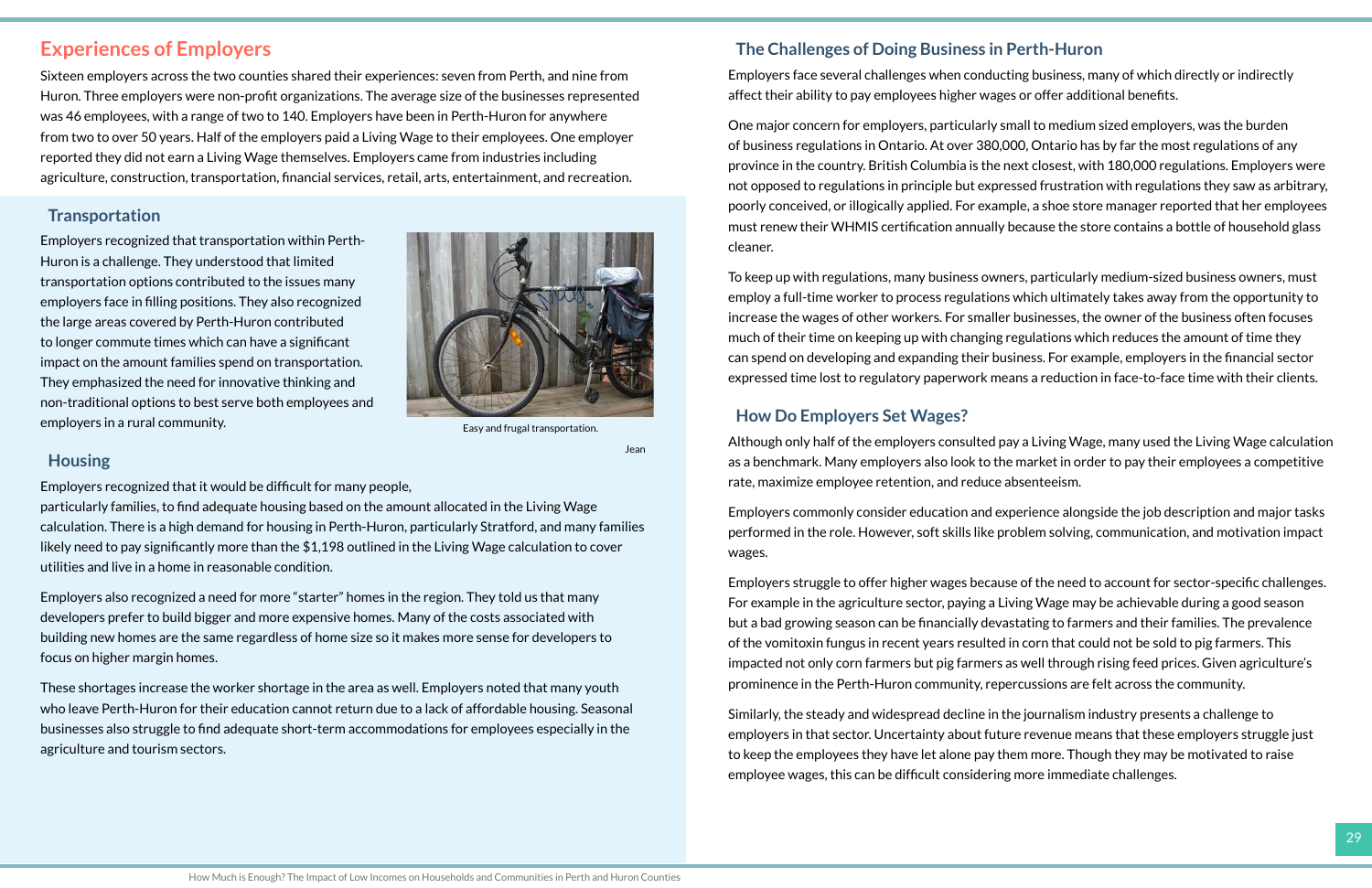## Experiences of Employers

Sixteen employers across the two counties shared their experiences: seven from Perth, and nine from Huron. Three employers were non-profit organizations. The average size of the businesses represented was 46 employees, with a range of two to 140. Employers have been in Perth-Huron for anywhere from two to over 50 years. Half of the employers paid a Living Wage to their employees. One employer reported they did not earn a Living Wage themselves. Employers came from industries including agriculture, construction, transportation, financial services, retail, arts, entertainment, and recreation.

### Transportation

Employers recognized that transportation within Perth-Huron is a challenge. They understood that limited transportation options contributed to the issues many employers face in filling positions. They also recognized the large areas covered by Perth-Huron contributed to longer commute times which can have a significant impact on the amount families spend on transportation. They emphasized the need for innovative thinking and non-traditional options to best serve both employees and employers in a rural community.

Easy and frugal transportation.

Jean

### Housing

Employers recognized that it would be difficult for many people, particularly families, to find adequate housing based on the amount allocated in the Living Wage calculation. There is a high demand for housing in Perth-Huron, particularly Stratford, and many families likely need to pay significantly more than the $1,198 outlined in the Living Wage calculation to cover utilities and live in a home in reasonable condition.

Employers also recognized a need for more "starter" homes in the region. They told us that many developers prefer to build bigger and more expensive homes. Many of the costs associated with building new homes are the same regardless of home size so it makes more sense for developers to focus on higher margin homes.

These shortages increase the worker shortage in the area as well. Employers noted that many youth who leave Perth-Huron for their education cannot return due to a lack of affordable housing. Seasonal businesses also struggle to find adequate short-term accommodations for employees especially in the agriculture and tourism sectors.

### The Challenges of Doing Business in Perth-Huron

Employers face several challenges when conducting business, many of which directly or indirectly affect their ability to pay employees higher wages or offer additional benefits.

One major concern for employers, particularly small to medium sized employers, was the burden of business regulations in Ontario. At over 380,000, Ontario has by far the most regulations of any province in the country. British Columbia is the next closest, with 180,000 regulations. Employers were not opposed to regulations in principle but expressed frustration with regulations they saw as arbitrary, poorly conceived, or illogically applied. For example, a shoe store manager reported that her employees must renew their WHMIS certification annually because the store contains a bottle of household glass cleaner.

To keep up with regulations, many business owners, particularly medium-sized business owners, must employ a full-time worker to process regulations which ultimately takes away from the opportunity to increase the wages of other workers. For smaller businesses, the owner of the business often focuses much of their time on keeping up with changing regulations which reduces the amount of time they can spend on developing and expanding their business. For example, employers in the financial sector expressed time lost to regulatory paperwork means a reduction in face-to-face time with their clients.

### How Do Employers Set Wages?

Although only half of the employers consulted pay a Living Wage, many used the Living Wage calculation as a benchmark. Many employers also look to the market in order to pay their employees a competitive rate, maximize employee retention, and reduce absenteeism.

Employers commonly consider education and experience alongside the job description and major tasks performed in the role. However, soft skills like problem solving, communication, and motivation impact wages.

Employers struggle to offer higher wages because of the need to account for sector-specific challenges. For example in the agriculture sector, paying a Living Wage may be achievable during a good season but a bad growing season can be financially devastating to farmers and their families. The prevalence of the vomitoxin fungus in recent years resulted in corn that could not be sold to pig farmers. This impacted not only corn farmers but pig farmers as well through rising feed prices. Given agriculture's prominence in the Perth-Huron community, repercussions are felt across the community.

Similarly, the steady and widespread decline in the journalism industry presents a challenge to employers in that sector. Uncertainty about future revenue means that these employers struggle just to keep the employees they have let alone pay them more. Though they may be motivated to raise employee wages, this can be difficult considering more immediate challenges.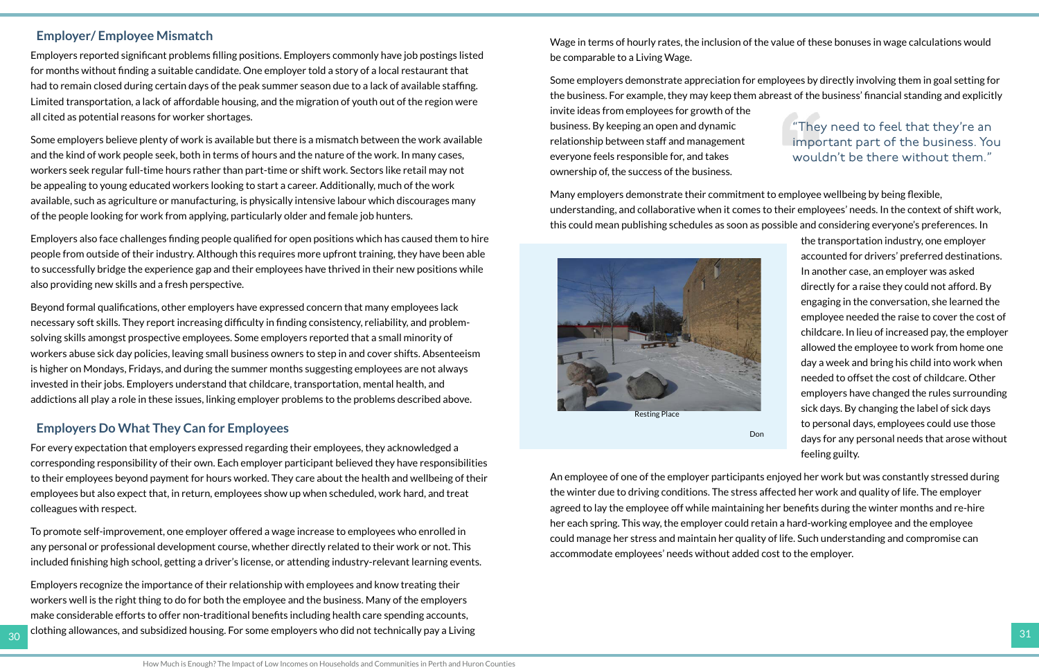## Employer/ Employee Mismatch

Employers reported significant problems filling positions. Employers commonly have job postings listed for months without finding a suitable candidate. One employer told a story of a local restaurant that had to remain closed during certain days of the peak summer season due to a lack of available staffing. Limited transportation, a lack of affordable housing, and the migration of youth out of the region were all cited as potential reasons for worker shortages.

Some employers believe plenty of work is available but there is a mismatch between the work available and the kind of work people seek, both in terms of hours and the nature of the work. In many cases, workers seek regular full-time hours rather than part-time or shift work. Sectors like retail may not be appealing to young educated workers looking to start a career. Additionally, much of the work available, such as agriculture or manufacturing, is physically intensive labour which discourages many of the people looking for work from applying, particularly older and female job hunters.

Employers also face challenges finding people qualified for open positions which has caused them to hire people from outside of their industry. Although this requires more upfront training, they have been able to successfully bridge the experience gap and their employees have thrived in their new positions while also providing new skills and a fresh perspective.

Beyond formal qualifications, other employers have expressed concern that many employees lack necessary soft skills. They report increasing difficulty in finding consistency, reliability, and problem-solving skills amongst prospective employees. Some employers reported that a small minority of workers abuse sick day policies, leaving small business owners to step in and cover shifts. Absenteeism is higher on Mondays, Fridays, and during the summer months suggesting employees are not always invested in their jobs. Employers understand that childcare, transportation, mental health, and addictions all play a role in these issues, linking employer problems to the problems described above.

## Employers Do What They Can for Employees

For every expectation that employers expressed regarding their employees, they acknowledged a corresponding responsibility of their own. Each employer participant believed they have responsibilities to their employees beyond payment for hours worked. They care about the health and wellbeing of their employees but also expect that, in return, employees show up when scheduled, work hard, and treat colleagues with respect.

To promote self-improvement, one employer offered a wage increase to employees who enrolled in any personal or professional development course, whether directly related to their work or not. This included finishing high school, getting a driver's license, or attending industry-relevant learning events.

Employers recognize the importance of their relationship with employees and know treating their workers well is the right thing to do for both the employee and the business. Many of the employers make considerable efforts to offer non-traditional benefits including health care spending accounts, clothing allowances, and subsidized housing. For some employers who did not technically pay a Living Wage in terms of hourly rates, the inclusion of the value of these bonuses in wage calculations would be comparable to a Living Wage.

Some employers demonstrate appreciation for employees by directly involving them in goal setting for the business. For example, they may keep them abreast of the business' financial standing and explicitly invite ideas from employees for growth of the business. By keeping an open and dynamic relationship between staff and management everyone feels responsible for, and takes ownership of, the success of the business.

> "They need to feel that they're an important part of the business. You wouldn't be there without them."

Many employers demonstrate their commitment to employee wellbeing by being flexible, understanding, and collaborative when it comes to their employees' needs. In the context of shift work, this could mean publishing schedules as soon as possible and considering everyone's preferences. In the transportation industry, one employer accounted for drivers' preferred destinations. In another case, an employer was asked directly for a raise they could not afford. By engaging in the conversation, she learned the employee needed the raise to cover the cost of childcare. In lieu of increased pay, the employer allowed the employee to work from home one day a week and bring his child into work when needed to offset the cost of childcare. Other employers have changed the rules surrounding sick days. By changing the label of sick days to personal days, employees could use those days for any personal needs that arose without feeling guilty.

Resting Place

Don

An employee of one of the employer participants enjoyed her work but was constantly stressed during the winter due to driving conditions. The stress affected her work and quality of life. The employer agreed to lay the employee off while maintaining her benefits during the winter months and re-hire her each spring. This way, the employer could retain a hard-working employee and the employee could manage her stress and maintain her quality of life. Such understanding and compromise can accommodate employees' needs without added cost to the employer.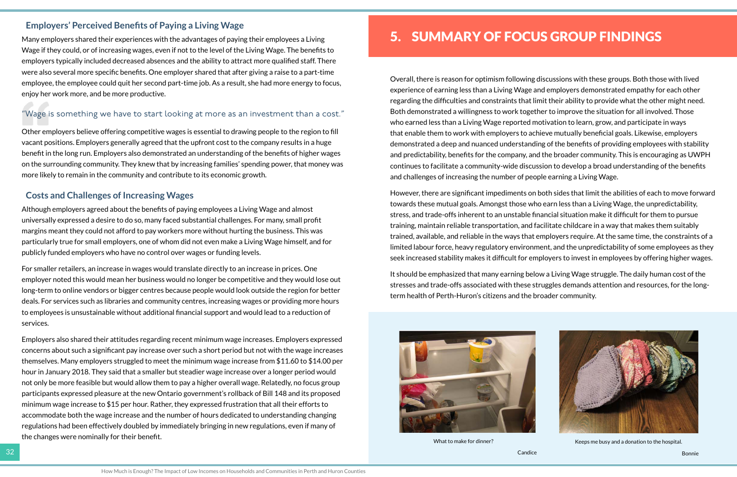### Employers' Perceived Benefits of Paying a Living Wage

Many employers shared their experiences with the advantages of paying their employees a Living Wage if they could, or of increasing wages, even if not to the level of the Living Wage. The benefits to employers typically included decreased absences and the ability to attract more qualified staff. There were also several more specific benefits. One employer shared that after giving a raise to a part-time employee, the employee could quit her second part-time job. As a result, she had more energy to focus, enjoy her work more, and be more productive.

> "Wage is something we have to start looking at more as an investment than a cost."

Other employers believe offering competitive wages is essential to drawing people to the region to fill vacant positions. Employers generally agreed that the upfront cost to the company results in a huge benefit in the long run. Employers also demonstrated an understanding of the benefits of higher wages on the surrounding community. They knew that by increasing families' spending power, that money was more likely to remain in the community and contribute to its economic growth.

### Costs and Challenges of Increasing Wages

Although employers agreed about the benefits of paying employees a Living Wage and almost universally expressed a desire to do so, many faced substantial challenges. For many, small profit margins meant they could not afford to pay workers more without hurting the business. This was particularly true for small employers, one of whom did not even make a Living Wage himself, and for publicly funded employers who have no control over wages or funding levels.

For smaller retailers, an increase in wages would translate directly to an increase in prices. One employer noted this would mean her business would no longer be competitive and they would lose out long-term to online vendors or bigger centres because people would look outside the region for better deals. For services such as libraries and community centres, increasing wages or providing more hours to employees is unsustainable without additional financial support and would lead to a reduction of services.

Employers also shared their attitudes regarding recent minimum wage increases. Employers expressed concerns about such a significant pay increase over such a short period but not with the wage increases themselves. Many employers struggled to meet the minimum wage increase from $11.60 to $14.00 per hour in January 2018. They said that a smaller but steadier wage increase over a longer period would not only be more feasible but would allow them to pay a higher overall wage. Relatedly, no focus group participants expressed pleasure at the new Ontario government's rollback of Bill 148 and its proposed minimum wage increase to $15 per hour. Rather, they expressed frustration that all their efforts to accommodate both the wage increase and the number of hours dedicated to understanding changing regulations had been effectively doubled by immediately bringing in new regulations, even if many of the changes were nominally for their benefit.

## 5. SUMMARY OF FOCUS GROUP FINDINGS

Overall, there is reason for optimism following discussions with these groups. Both those with lived experience of earning less than a Living Wage and employers demonstrated empathy for each other regarding the difficulties and constraints that limit their ability to provide what the other might need. Both demonstrated a willingness to work together to improve the situation for all involved. Those who earned less than a Living Wage reported motivation to learn, grow, and participate in ways that enable them to work with employers to achieve mutually beneficial goals. Likewise, employers demonstrated a deep and nuanced understanding of the benefits of providing employees with stability and predictability, benefits for the company, and the broader community. This is encouraging as UWPH continues to facilitate a community-wide discussion to develop a broad understanding of the benefits and challenges of increasing the number of people earning a Living Wage.

However, there are significant impediments on both sides that limit the abilities of each to move forward towards these mutual goals. Amongst those who earn less than a Living Wage, the unpredictability, stress, and trade-offs inherent to an unstable financial situation make it difficult for them to pursue training, maintain reliable transportation, and facilitate childcare in a way that makes them suitably trained, available, and reliable in the ways that employers require. At the same time, the constraints of a limited labour force, heavy regulatory environment, and the unpredictability of some employees as they seek increased stability makes it difficult for employers to invest in employees by offering higher wages.

It should be emphasized that many earning below a Living Wage struggle. The daily human cost of the stresses and trade-offs associated with these struggles demands attention and resources, for the long-term health of Perth-Huron's citizens and the broader community.

What to make for dinner?

Candice

Keeps me busy and a donation to the hospital.

Bonnie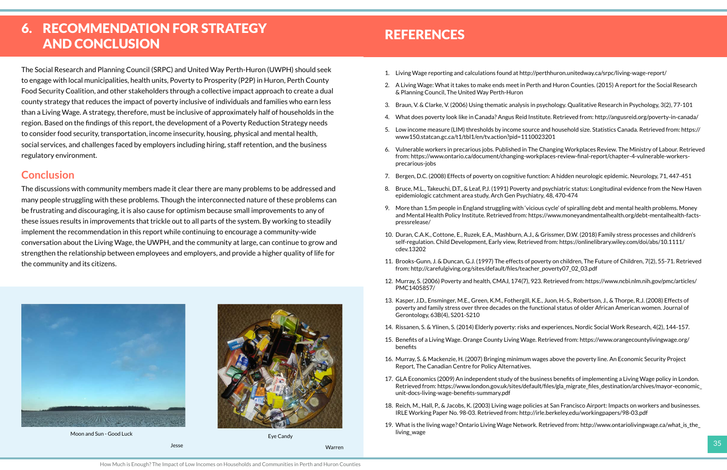# 6. RECOMMENDATION FOR STRATEGY AND CONCLUSION

The Social Research and Planning Council (SRPC) and United Way Perth-Huron (UWPH) should seek to engage with local municipalities, health units, Poverty to Prosperity (P2P) in Huron, Perth County Food Security Coalition, and other stakeholders through a collective impact approach to create a dual county strategy that reduces the impact of poverty inclusive of individuals and families who earn less than a Living Wage. A strategy, therefore, must be inclusive of approximately half of households in the region. Based on the findings of this report, the development of a Poverty Reduction Strategy needs to consider food security, transportation, income insecurity, housing, physical and mental health, social services, and challenges faced by employers including hiring, staff retention, and the business regulatory environment.

## Conclusion

The discussions with community members made it clear there are many problems to be addressed and many people struggling with these problems. Though the interconnected nature of these problems can be frustrating and discouraging, it is also cause for optimism because small improvements to any of these issues results in improvements that trickle out to all parts of the system. By working to steadily implement the recommendation in this report while continuing to encourage a community-wide conversation about the Living Wage, the UWPH, and the community at large, can continue to grow and strengthen the relationship between employees and employers, and provide a higher quality of life for the community and its citizens.

Moon and Sun - Good Luck

Jesse

Eye Candy

Warren

# REFERENCES

1. Living Wage reporting and calculations found at http://perthhuron.unitedway.ca/srpc/living-wage-report/
2. A Living Wage: What it takes to make ends meet in Perth and Huron Counties. (2015) A report for the Social Research & Planning Council, The United Way Perth-Huron
3. Braun, V. & Clarke, V. (2006) Using thematic analysis in psychology. Qualitative Research in Psychology, 3(2), 77-101
4. What does poverty look like in Canada? Angus Reid Institute. Retrieved from: http://angusreid.org/poverty-in-canada/
5. Low income measure (LIM) thresholds by income source and household size. Statistics Canada. Retrieved from: https://www150.statcan.gc.ca/t1/tbl1/en/tv.action?pid=1110023201
6. Vulnerable workers in precarious jobs. Published in The Changing Workplaces Review. The Ministry of Labour. Retrieved from: https://www.ontario.ca/document/changing-workplaces-review-final-report/chapter-4-vulnerable-workers-precarious-jobs
7. Bergen, D.C. (2008) Effects of poverty on cognitive function: A hidden neurologic epidemic. Neurology, 71, 447-451
8. Bruce, M.L., Takeuchi, D.T., & Leaf, P.J. (1991) Poverty and psychiatric status: Longitudinal evidence from the New Haven epidemiologic catchment area study, Arch Gen Psychiatry, 48, 470-474
9. More than 1.5m people in England struggling with 'vicious cycle' of spiralling debt and mental health problems. Money and Mental Health Policy Institute. Retrieved from: https://www.moneyandmentalhealth.org/debt-mentalhealth-facts-pressrelease/
10. Duran, C.A.K., Cottone, E., Ruzek, E.A., Mashburn, A.J., & Grissmer, D.W. (2018) Family stress processes and children's self-regulation. Child Development, Early view, Retrieved from: https://onlinelibrary.wiley.com/doi/abs/10.1111/cdev.13202
11. Brooks-Gunn, J. & Duncan, G.J. (1997) The effects of poverty on children, The Future of Children, 7(2), 55-71. Retrieved from: http://carefulgiving.org/sites/default/files/teacher_poverty07_02_03.pdf
12. Murray, S. (2006) Poverty and health, CMAJ, 174(7), 923. Retrieved from: https://www.ncbi.nlm.nih.gov/pmc/articles/PMC1405857/
13. Kasper, J.D., Ensminger, M.E., Green, K.M., Fothergill, K.E., Juon, H.-S., Robertson, J., & Thorpe, R.J. (2008) Effects of poverty and family stress over three decades on the functional status of older African American women. Journal of Gerontology, 63B(4), S201-S210
14. Rissanen, S. & Ylinen, S. (2014) Elderly poverty: risks and experiences, Nordic Social Work Research, 4(2), 144-157.
15. Benefits of a Living Wage. Orange County Living Wage. Retrieved from: https://www.orangecountylivingwage.org/benefits
16. Murray, S. & Mackenzie, H. (2007) Bringing minimum wages above the poverty line. An Economic Security Project Report, The Canadian Centre for Policy Alternatives.
17. GLA Economics (2009) An independent study of the business benefits of implementing a Living Wage policy in London. Retrieved from: https://www.london.gov.uk/sites/default/files/gla_migrate_files_destination/archives/mayor-economic_unit-docs-living-wage-benefits-summary.pdf
18. Reich, M., Hall, P., & Jacobs, K. (2003) Living wage policies at San Francisco Airport: Impacts on workers and businesses. IRLE Working Paper No. 98-03. Retrieved from: http://irle.berkeley.edu/workingpapers/98-03.pdf
19. What is the living wage? Ontario Living Wage Network. Retrieved from: http://www.ontariolivingwage.ca/what_is_the_living_wage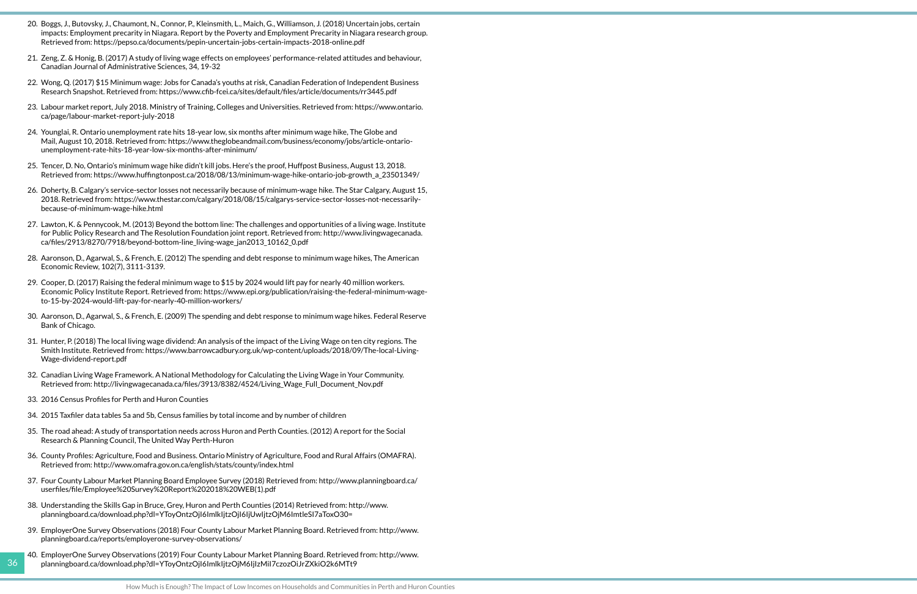20. Boggs, J., Butovsky, J., Chaumont, N., Connor, P., Kleinsmith, L., Maich, G., Williamson, J. (2018) Uncertain jobs, certain impacts: Employment precarity in Niagara. Report by the Poverty and Employment Precarity in Niagara research group. Retrieved from: https://pepso.ca/documents/pepin-uncertain-jobs-certain-impacts-2018-online.pdf

21. Zeng, Z. & Honig, B. (2017) A study of living wage effects on employees' performance-related attitudes and behaviour, Canadian Journal of Administrative Sciences, 34, 19-32

22. Wong, Q. (2017) $15 Minimum wage: Jobs for Canada's youths at risk, Canadian Federation of Independent Business Research Snapshot. Retrieved from: https://www.cfib-fcei.ca/sites/default/files/article/documents/rr3445.pdf

23. Labour market report, July 2018. Ministry of Training, Colleges and Universities. Retrieved from: https://www.ontario.ca/page/labour-market-report-july-2018

24. Younglai, R. Ontario unemployment rate hits 18-year low, six months after minimum wage hike, The Globe and Mail, August 10, 2018. Retrieved from: https://www.theglobeandmail.com/business/economy/jobs/article-ontario-unemployment-rate-hits-18-year-low-six-months-after-minimum/

25. Tencer, D. No, Ontario's minimum wage hike didn't kill jobs. Here's the proof, Huffpost Business, August 13, 2018. Retrieved from: https://www.huffingtonpost.ca/2018/08/13/minimum-wage-hike-ontario-job-growth_a_23501349/

26. Doherty, B. Calgary's service-sector losses not necessarily because of minimum-wage hike. The Star Calgary, August 15, 2018. Retrieved from: https://www.thestar.com/calgary/2018/08/15/calgarys-service-sector-losses-not-necessarily-because-of-minimum-wage-hike.html

27. Lawton, K. & Pennycook, M. (2013) Beyond the bottom line: The challenges and opportunities of a living wage. Institute for Public Policy Research and The Resolution Foundation joint report. Retrieved from: http://www.livingwagecanada.ca/files/2913/8270/7918/beyond-bottom-line_living-wage_jan2013_10162_0.pdf

28. Aaronson, D., Agarwal, S., & French, E. (2012) The spending and debt response to minimum wage hikes, The American Economic Review, 102(7), 3111-3139.

29. Cooper, D. (2017) Raising the federal minimum wage to $15 by 2024 would lift pay for nearly 40 million workers. Economic Policy Institute Report. Retrieved from: https://www.epi.org/publication/raising-the-federal-minimum-wage-to-15-by-2024-would-lift-pay-for-nearly-40-million-workers/

30. Aaronson, D., Agarwal, S., & French, E. (2009) The spending and debt response to minimum wage hikes. Federal Reserve Bank of Chicago.

31. Hunter, P. (2018) The local living wage dividend: An analysis of the impact of the Living Wage on ten city regions. The Smith Institute. Retrieved from: https://www.barrowcadbury.org.uk/wp-content/uploads/2018/09/The-local-Living-Wage-dividend-report.pdf

32. Canadian Living Wage Framework. A National Methodology for Calculating the Living Wage in Your Community. Retrieved from: http://livingwagecanada.ca/files/3913/8382/4524/Living_Wage_Full_Document_Nov.pdf

33. 2016 Census Profiles for Perth and Huron Counties

34. 2015 Taxfiler data tables 5a and 5b, Census families by total income and by number of children

35. The road ahead: A study of transportation needs across Huron and Perth Counties. (2012) A report for the Social Research & Planning Council, The United Way Perth-Huron

36. County Profiles: Agriculture, Food and Business. Ontario Ministry of Agriculture, Food and Rural Affairs (OMAFRA). Retrieved from: http://www.omafra.gov.on.ca/english/stats/county/index.html

37. Four County Labour Market Planning Board Employee Survey (2018) Retrieved from: http://www.planningboard.ca/userfiles/file/Employee%20Survey%20Report%202018%20WEB(1).pdf

38. Understanding the Skills Gap in Bruce, Grey, Huron and Perth Counties (2014) Retrieved from: http://www.planningboard.ca/download.php?dl=YToyOntzOjI6ImlkIjtzOjI6IjUwIjtzOjM6ImtleSI7aToxO30=

39. EmployerOne Survey Observations (2018) Four County Labour Market Planning Board. Retrieved from: http://www.planningboard.ca/reports/employerone-survey-observations/

40. EmployerOne Survey Observations (2019) Four County Labour Market Planning Board. Retrieved from: http://www.planningboard.ca/download.php?dl=YToyOntzOjI6ImlkIjtzOjM6IjIzMiI7czozOiJrZXkiO2k6MTt9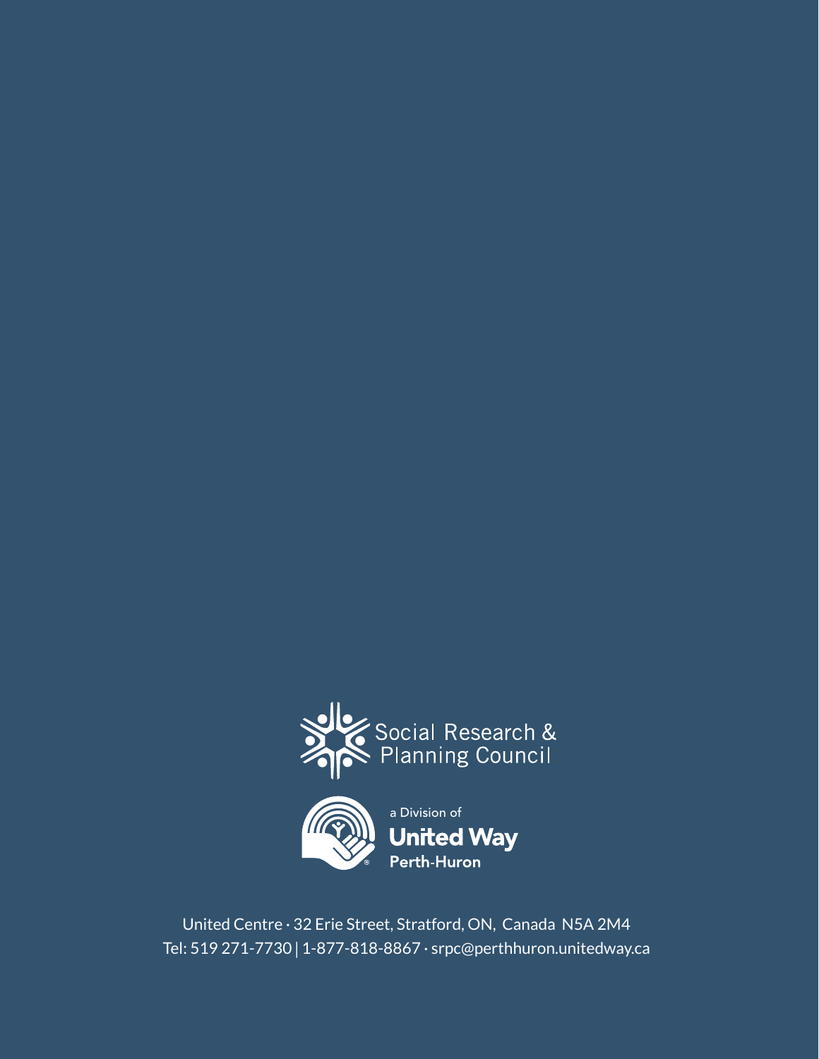Social Research & Planning Council

a Division of

**United Way**

**Perth-Huron**

United Centre · 32 Erie Street, Stratford, ON, Canada N5A 2M4
Tel: 519 271-7730 | 1-877-818-8867 · srpc@perthhuron.unitedway.ca